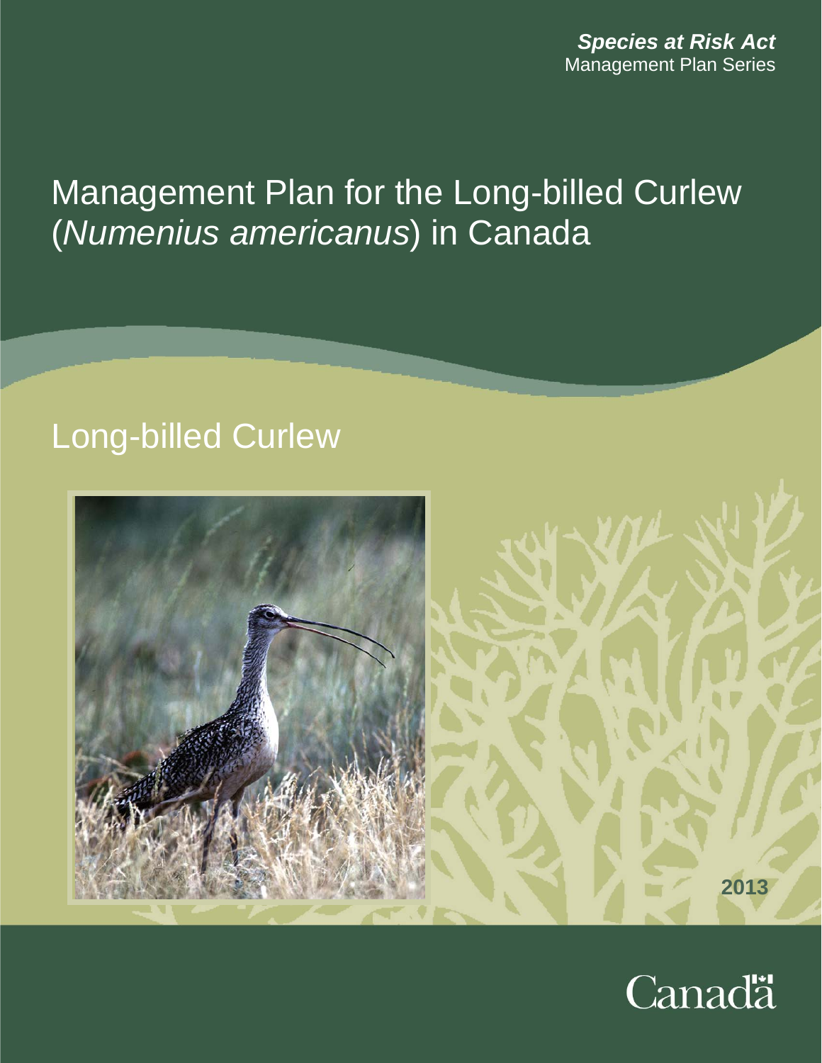***Species at Risk Act***
Management Plan Series

# Management Plan for the Long-billed Curlew (*Numenius americanus*) in Canada

## Long-billed Curlew

2013

Canada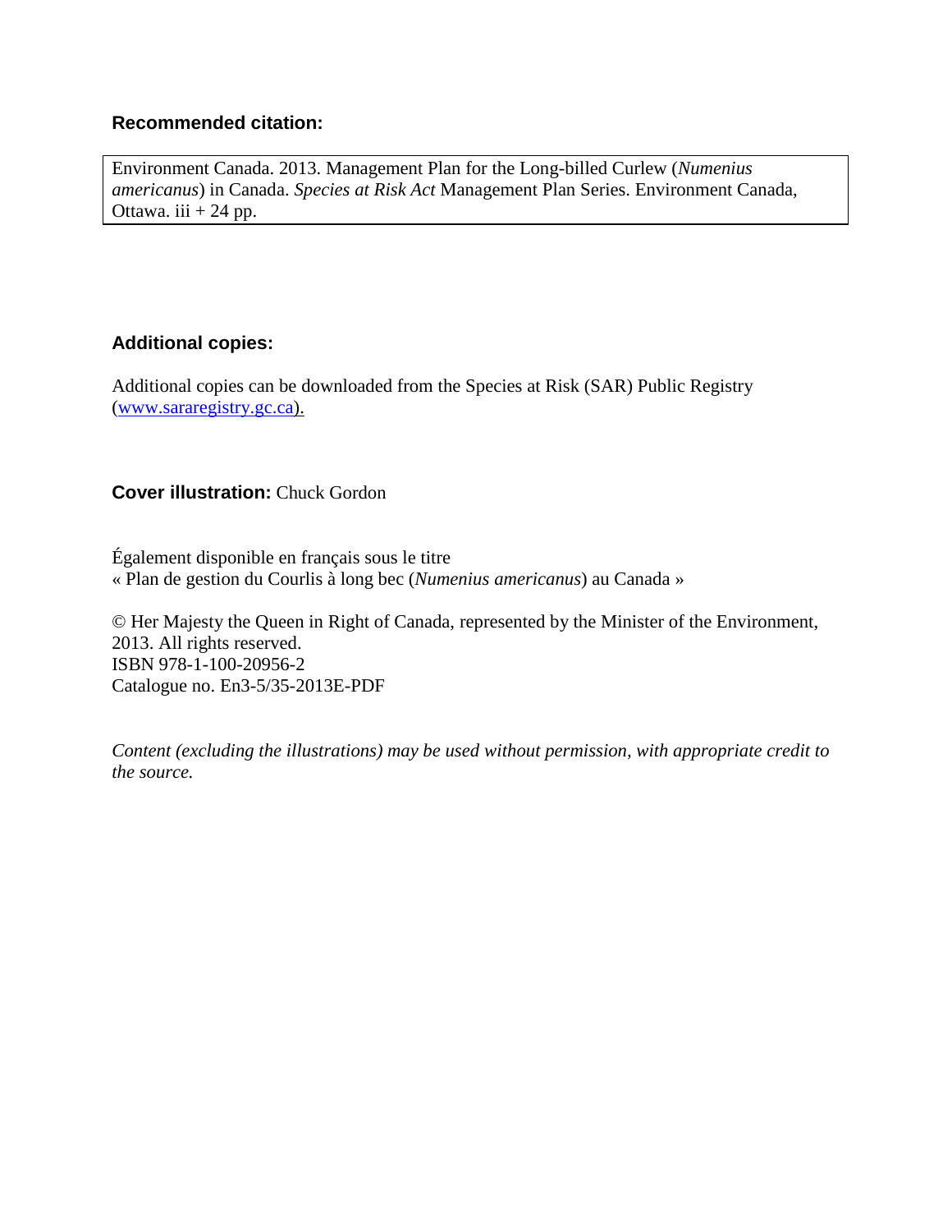**Recommended citation:**

Environment Canada. 2013. Management Plan for the Long-billed Curlew (*Numenius americanus*) in Canada. *Species at Risk Act* Management Plan Series. Environment Canada, Ottawa. iii + 24 pp.

**Additional copies:**

Additional copies can be downloaded from the Species at Risk (SAR) Public Registry (www.sararegistry.gc.ca).

**Cover illustration:** Chuck Gordon

Également disponible en français sous le titre
« Plan de gestion du Courlis à long bec (*Numenius americanus*) au Canada »

© Her Majesty the Queen in Right of Canada, represented by the Minister of the Environment, 2013. All rights reserved.
ISBN 978-1-100-20956-2
Catalogue no. En3-5/35-2013E-PDF

*Content (excluding the illustrations) may be used without permission, with appropriate credit to the source.*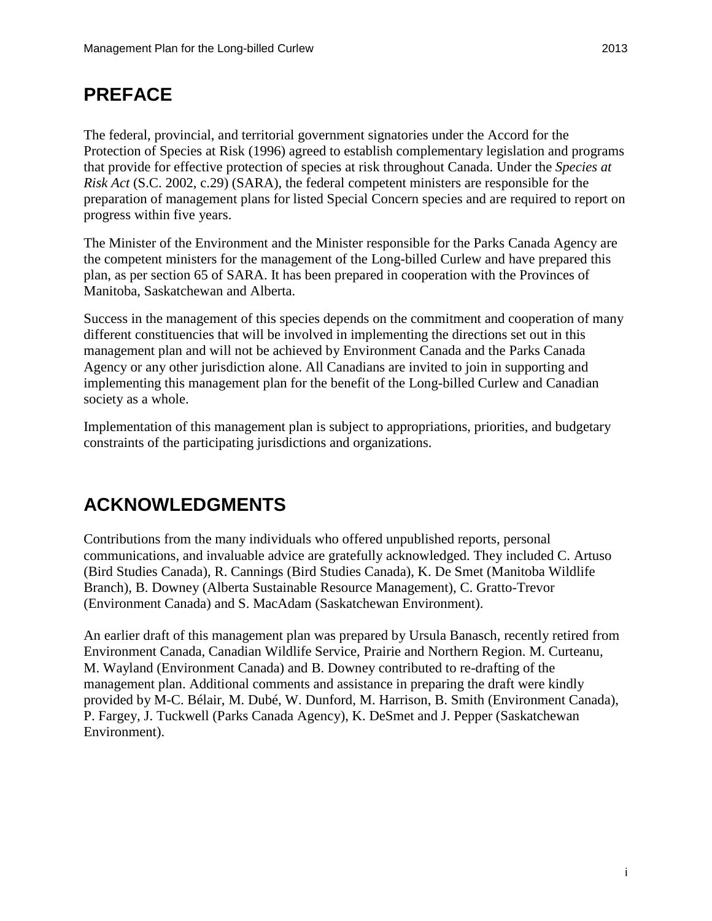# PREFACE

The federal, provincial, and territorial government signatories under the Accord for the Protection of Species at Risk (1996) agreed to establish complementary legislation and programs that provide for effective protection of species at risk throughout Canada. Under the *Species at Risk Act* (S.C. 2002, c.29) (SARA), the federal competent ministers are responsible for the preparation of management plans for listed Special Concern species and are required to report on progress within five years.

The Minister of the Environment and the Minister responsible for the Parks Canada Agency are the competent ministers for the management of the Long-billed Curlew and have prepared this plan, as per section 65 of SARA. It has been prepared in cooperation with the Provinces of Manitoba, Saskatchewan and Alberta.

Success in the management of this species depends on the commitment and cooperation of many different constituencies that will be involved in implementing the directions set out in this management plan and will not be achieved by Environment Canada and the Parks Canada Agency or any other jurisdiction alone. All Canadians are invited to join in supporting and implementing this management plan for the benefit of the Long-billed Curlew and Canadian society as a whole.

Implementation of this management plan is subject to appropriations, priorities, and budgetary constraints of the participating jurisdictions and organizations.

# ACKNOWLEDGMENTS

Contributions from the many individuals who offered unpublished reports, personal communications, and invaluable advice are gratefully acknowledged. They included C. Artuso (Bird Studies Canada), R. Cannings (Bird Studies Canada), K. De Smet (Manitoba Wildlife Branch), B. Downey (Alberta Sustainable Resource Management), C. Gratto-Trevor (Environment Canada) and S. MacAdam (Saskatchewan Environment).

An earlier draft of this management plan was prepared by Ursula Banasch, recently retired from Environment Canada, Canadian Wildlife Service, Prairie and Northern Region. M. Curteanu, M. Wayland (Environment Canada) and B. Downey contributed to re-drafting of the management plan. Additional comments and assistance in preparing the draft were kindly provided by M-C. Bélair, M. Dubé, W. Dunford, M. Harrison, B. Smith (Environment Canada), P. Fargey, J. Tuckwell (Parks Canada Agency), K. DeSmet and J. Pepper (Saskatchewan Environment).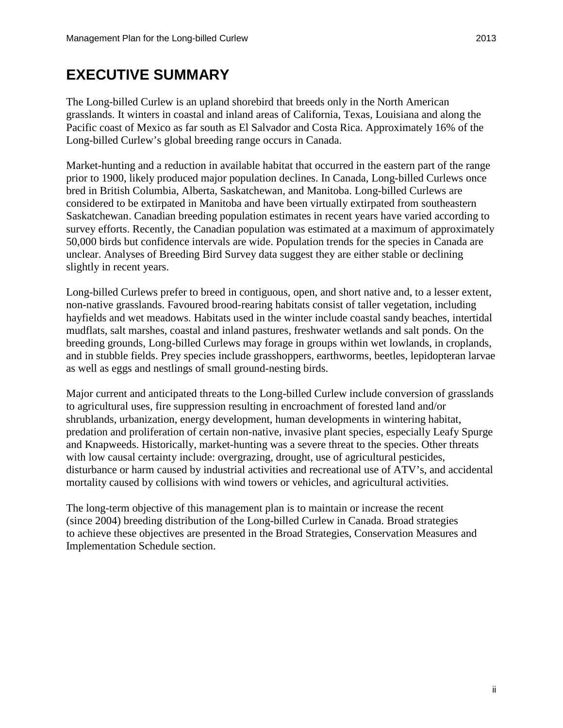# EXECUTIVE SUMMARY

The Long-billed Curlew is an upland shorebird that breeds only in the North American grasslands. It winters in coastal and inland areas of California, Texas, Louisiana and along the Pacific coast of Mexico as far south as El Salvador and Costa Rica. Approximately 16% of the Long-billed Curlew's global breeding range occurs in Canada.

Market-hunting and a reduction in available habitat that occurred in the eastern part of the range prior to 1900, likely produced major population declines. In Canada, Long-billed Curlews once bred in British Columbia, Alberta, Saskatchewan, and Manitoba. Long-billed Curlews are considered to be extirpated in Manitoba and have been virtually extirpated from southeastern Saskatchewan. Canadian breeding population estimates in recent years have varied according to survey efforts. Recently, the Canadian population was estimated at a maximum of approximately 50,000 birds but confidence intervals are wide. Population trends for the species in Canada are unclear. Analyses of Breeding Bird Survey data suggest they are either stable or declining slightly in recent years.

Long-billed Curlews prefer to breed in contiguous, open, and short native and, to a lesser extent, non-native grasslands. Favoured brood-rearing habitats consist of taller vegetation, including hayfields and wet meadows. Habitats used in the winter include coastal sandy beaches, intertidal mudflats, salt marshes, coastal and inland pastures, freshwater wetlands and salt ponds. On the breeding grounds, Long-billed Curlews may forage in groups within wet lowlands, in croplands, and in stubble fields. Prey species include grasshoppers, earthworms, beetles, lepidopteran larvae as well as eggs and nestlings of small ground-nesting birds.

Major current and anticipated threats to the Long-billed Curlew include conversion of grasslands to agricultural uses, fire suppression resulting in encroachment of forested land and/or shrublands, urbanization, energy development, human developments in wintering habitat, predation and proliferation of certain non-native, invasive plant species, especially Leafy Spurge and Knapweeds. Historically, market-hunting was a severe threat to the species. Other threats with low causal certainty include: overgrazing, drought, use of agricultural pesticides, disturbance or harm caused by industrial activities and recreational use of ATV's, and accidental mortality caused by collisions with wind towers or vehicles, and agricultural activities.

The long-term objective of this management plan is to maintain or increase the recent (since 2004) breeding distribution of the Long-billed Curlew in Canada. Broad strategies to achieve these objectives are presented in the Broad Strategies, Conservation Measures and Implementation Schedule section.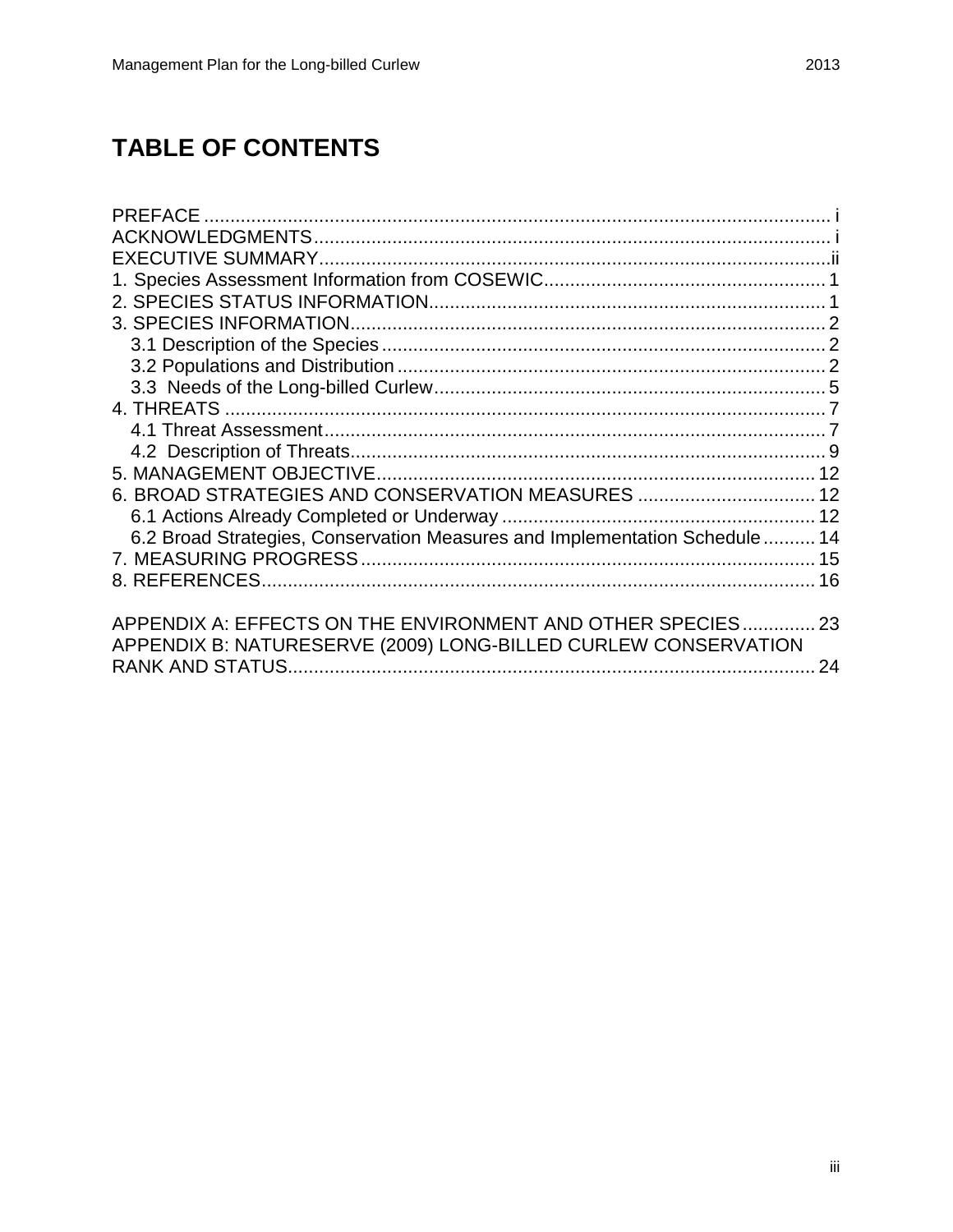# TABLE OF CONTENTS

PREFACE ........................................................................................................ i
ACKNOWLEDGMENTS.................................................................................... i
EXECUTIVE SUMMARY..................................................................................ii
1. Species Assessment Information from COSEWIC...................................... 1
2. SPECIES STATUS INFORMATION............................................................ 1
3. SPECIES INFORMATION............................................................................ 2
   3.1 Description of the Species ..................................................................... 2
   3.2 Populations and Distribution ................................................................... 2
   3.3 Needs of the Long-billed Curlew............................................................ 5
4. THREATS ..................................................................................................... 7
   4.1 Threat Assessment.................................................................................. 7
   4.2 Description of Threats............................................................................. 9
5. MANAGEMENT OBJECTIVE...................................................................... 12
6. BROAD STRATEGIES AND CONSERVATION MEASURES .................................. 12
   6.1 Actions Already Completed or Underway ............................................ 12
   6.2 Broad Strategies, Conservation Measures and Implementation Schedule .......... 14
7. MEASURING PROGRESS......................................................................... 15
8. REFERENCES............................................................................................ 16

APPENDIX A: EFFECTS ON THE ENVIRONMENT AND OTHER SPECIES .............. 23
APPENDIX B: NATURESERVE (2009) LONG-BILLED CURLEW CONSERVATION RANK AND STATUS..................................................................................... 24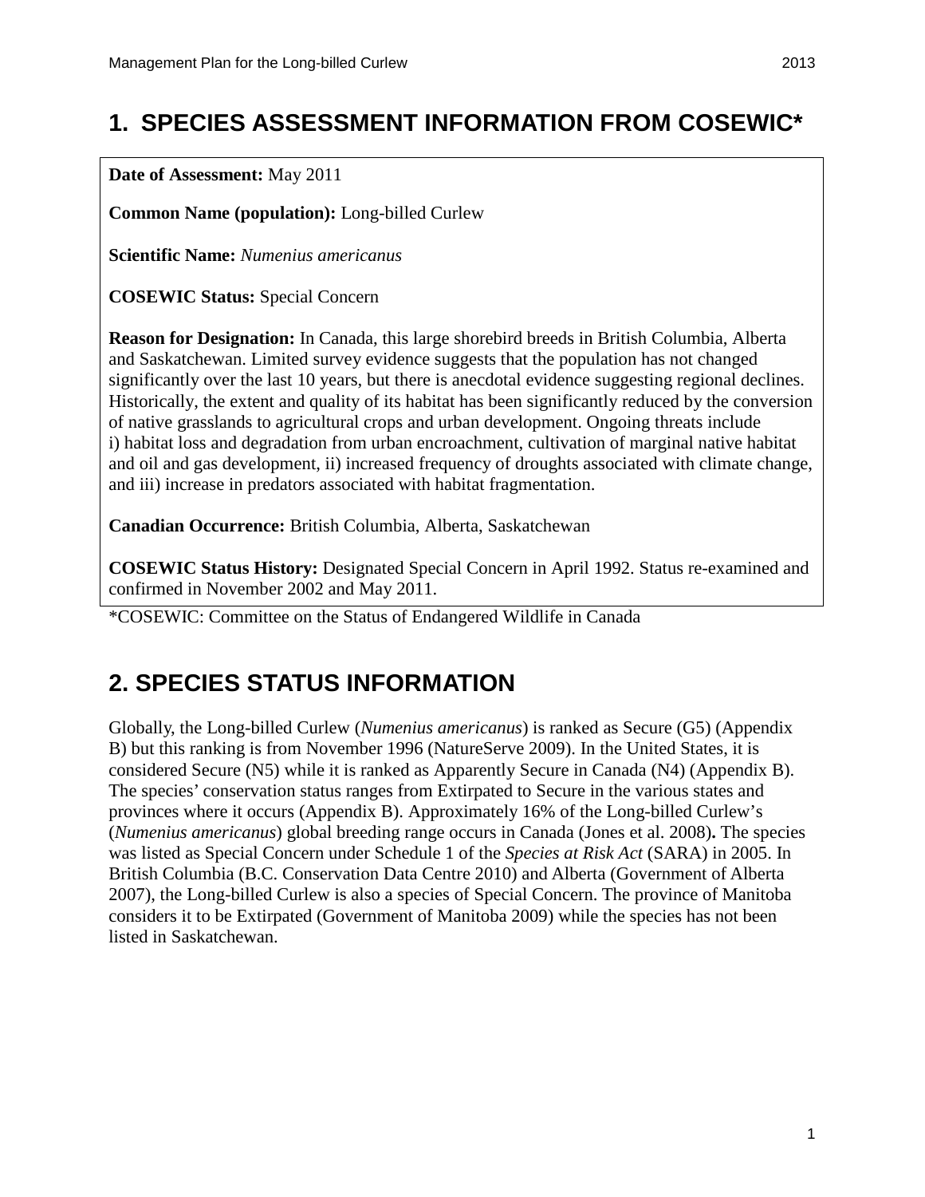# 1. SPECIES ASSESSMENT INFORMATION FROM COSEWIC*

**Date of Assessment:** May 2011

**Common Name (population):** Long-billed Curlew

**Scientific Name:** *Numenius americanus*

**COSEWIC Status:** Special Concern

**Reason for Designation:** In Canada, this large shorebird breeds in British Columbia, Alberta and Saskatchewan. Limited survey evidence suggests that the population has not changed significantly over the last 10 years, but there is anecdotal evidence suggesting regional declines. Historically, the extent and quality of its habitat has been significantly reduced by the conversion of native grasslands to agricultural crops and urban development. Ongoing threats include i) habitat loss and degradation from urban encroachment, cultivation of marginal native habitat and oil and gas development, ii) increased frequency of droughts associated with climate change, and iii) increase in predators associated with habitat fragmentation.

**Canadian Occurrence:** British Columbia, Alberta, Saskatchewan

**COSEWIC Status History:** Designated Special Concern in April 1992. Status re-examined and confirmed in November 2002 and May 2011.

*COSEWIC: Committee on the Status of Endangered Wildlife in Canada

# 2. SPECIES STATUS INFORMATION

Globally, the Long-billed Curlew (*Numenius americanus*) is ranked as Secure (G5) (Appendix B) but this ranking is from November 1996 (NatureServe 2009). In the United States, it is considered Secure (N5) while it is ranked as Apparently Secure in Canada (N4) (Appendix B). The species' conservation status ranges from Extirpated to Secure in the various states and provinces where it occurs (Appendix B). Approximately 16% of the Long-billed Curlew's (*Numenius americanus*) global breeding range occurs in Canada (Jones et al. 2008)**.** The species was listed as Special Concern under Schedule 1 of the *Species at Risk Act* (SARA) in 2005. In British Columbia (B.C. Conservation Data Centre 2010) and Alberta (Government of Alberta 2007), the Long-billed Curlew is also a species of Special Concern. The province of Manitoba considers it to be Extirpated (Government of Manitoba 2009) while the species has not been listed in Saskatchewan.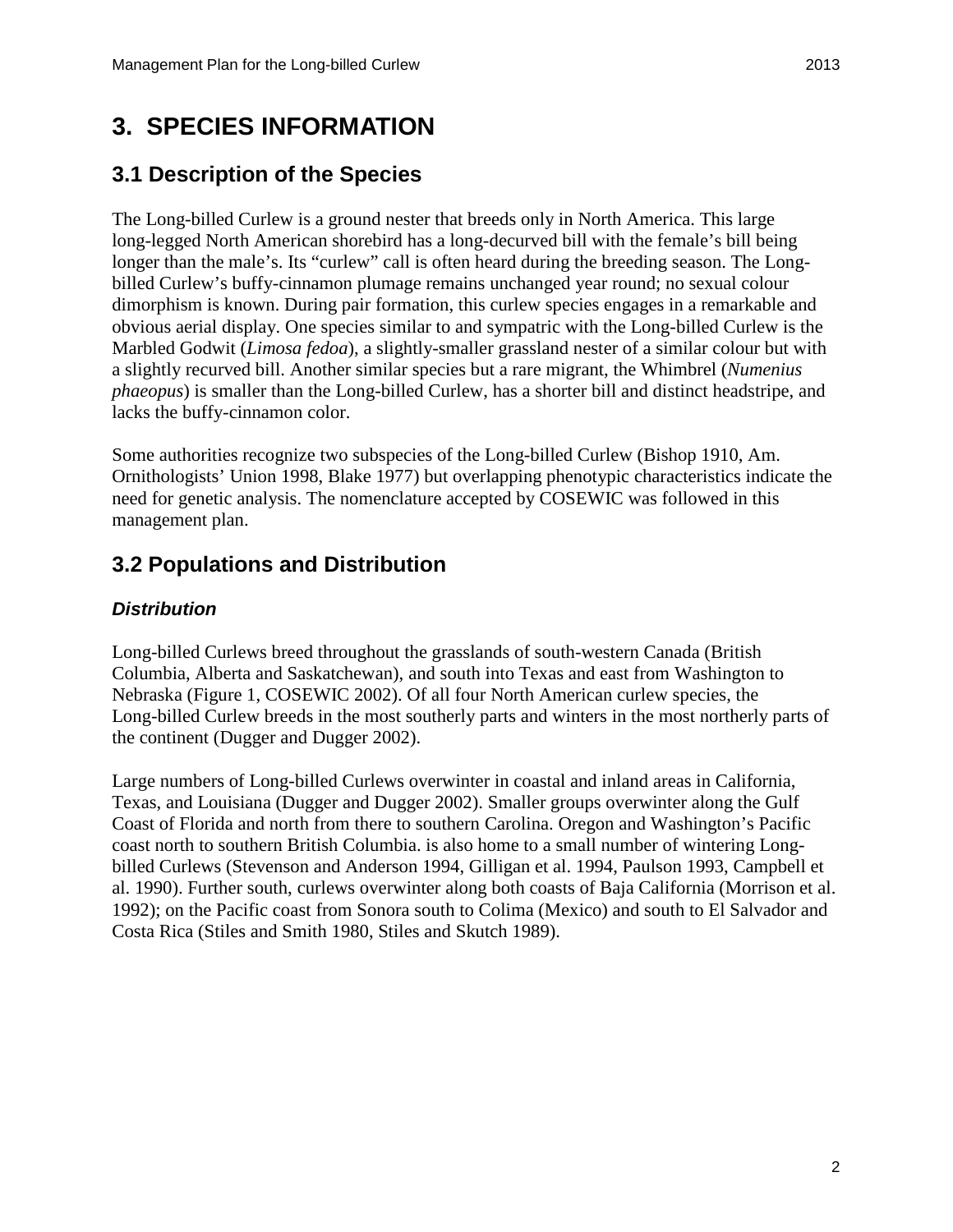# 3. SPECIES INFORMATION

## 3.1 Description of the Species

The Long-billed Curlew is a ground nester that breeds only in North America. This large long-legged North American shorebird has a long-decurved bill with the female's bill being longer than the male's. Its "curlew" call is often heard during the breeding season. The Long-billed Curlew's buffy-cinnamon plumage remains unchanged year round; no sexual colour dimorphism is known. During pair formation, this curlew species engages in a remarkable and obvious aerial display. One species similar to and sympatric with the Long-billed Curlew is the Marbled Godwit (*Limosa fedoa*), a slightly-smaller grassland nester of a similar colour but with a slightly recurved bill. Another similar species but a rare migrant, the Whimbrel (*Numenius phaeopus*) is smaller than the Long-billed Curlew, has a shorter bill and distinct headstripe, and lacks the buffy-cinnamon color.

Some authorities recognize two subspecies of the Long-billed Curlew (Bishop 1910, Am. Ornithologists' Union 1998, Blake 1977) but overlapping phenotypic characteristics indicate the need for genetic analysis. The nomenclature accepted by COSEWIC was followed in this management plan.

## 3.2 Populations and Distribution

### *Distribution*

Long-billed Curlews breed throughout the grasslands of south-western Canada (British Columbia, Alberta and Saskatchewan), and south into Texas and east from Washington to Nebraska (Figure 1, COSEWIC 2002). Of all four North American curlew species, the Long-billed Curlew breeds in the most southerly parts and winters in the most northerly parts of the continent (Dugger and Dugger 2002).

Large numbers of Long-billed Curlews overwinter in coastal and inland areas in California, Texas, and Louisiana (Dugger and Dugger 2002). Smaller groups overwinter along the Gulf Coast of Florida and north from there to southern Carolina. Oregon and Washington's Pacific coast north to southern British Columbia. is also home to a small number of wintering Long-billed Curlews (Stevenson and Anderson 1994, Gilligan et al. 1994, Paulson 1993, Campbell et al. 1990). Further south, curlews overwinter along both coasts of Baja California (Morrison et al. 1992); on the Pacific coast from Sonora south to Colima (Mexico) and south to El Salvador and Costa Rica (Stiles and Smith 1980, Stiles and Skutch 1989).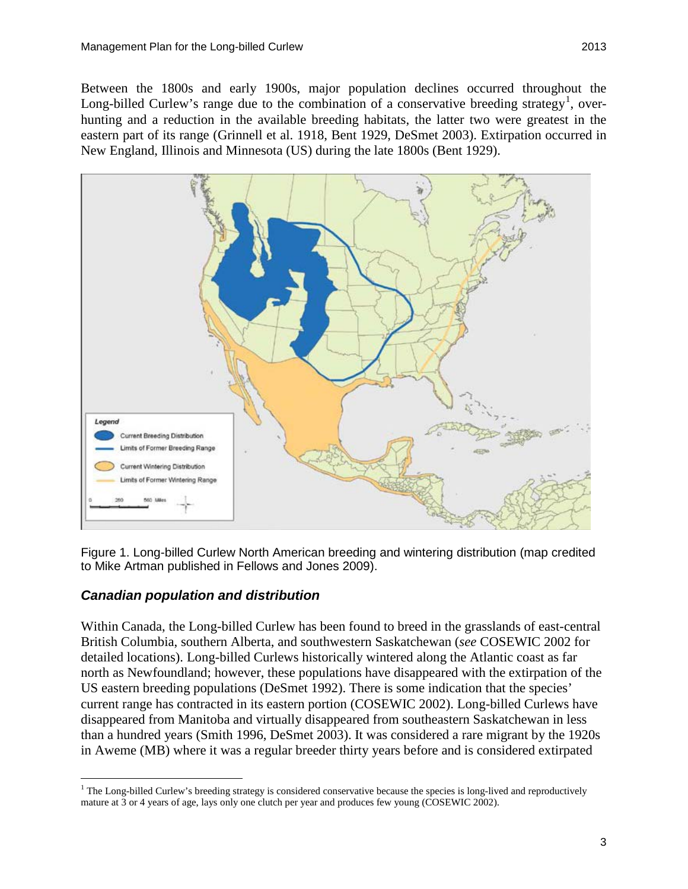Between the 1800s and early 1900s, major population declines occurred throughout the Long-billed Curlew's range due to the combination of a conservative breeding strategy[1], over-hunting and a reduction in the available breeding habitats, the latter two were greatest in the eastern part of its range (Grinnell et al. 1918, Bent 1929, DeSmet 2003). Extirpation occurred in New England, Illinois and Minnesota (US) during the late 1800s (Bent 1929).

Figure 1. Long-billed Curlew North American breeding and wintering distribution (map credited to Mike Artman published in Fellows and Jones 2009).

### *Canadian population and distribution*

Within Canada, the Long-billed Curlew has been found to breed in the grasslands of east-central British Columbia, southern Alberta, and southwestern Saskatchewan (*see* COSEWIC 2002 for detailed locations). Long-billed Curlews historically wintered along the Atlantic coast as far north as Newfoundland; however, these populations have disappeared with the extirpation of the US eastern breeding populations (DeSmet 1992). There is some indication that the species' current range has contracted in its eastern portion (COSEWIC 2002). Long-billed Curlews have disappeared from Manitoba and virtually disappeared from southeastern Saskatchewan in less than a hundred years (Smith 1996, DeSmet 2003). It was considered a rare migrant by the 1920s in Aweme (MB) where it was a regular breeder thirty years before and is considered extirpated

[1] The Long-billed Curlew's breeding strategy is considered conservative because the species is long-lived and reproductively mature at 3 or 4 years of age, lays only one clutch per year and produces few young (COSEWIC 2002).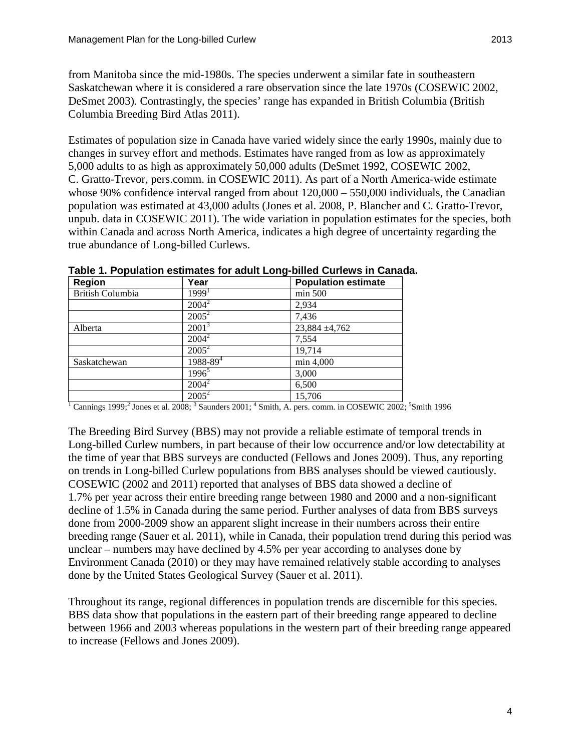from Manitoba since the mid-1980s. The species underwent a similar fate in southeastern Saskatchewan where it is considered a rare observation since the late 1970s (COSEWIC 2002, DeSmet 2003). Contrastingly, the species' range has expanded in British Columbia (British Columbia Breeding Bird Atlas 2011).

Estimates of population size in Canada have varied widely since the early 1990s, mainly due to changes in survey effort and methods. Estimates have ranged from as low as approximately 5,000 adults to as high as approximately 50,000 adults (DeSmet 1992, COSEWIC 2002, C. Gratto-Trevor, pers.comm. in COSEWIC 2011). As part of a North America-wide estimate whose 90% confidence interval ranged from about 120,000 – 550,000 individuals, the Canadian population was estimated at 43,000 adults (Jones et al. 2008, P. Blancher and C. Gratto-Trevor, unpub. data in COSEWIC 2011). The wide variation in population estimates for the species, both within Canada and across North America, indicates a high degree of uncertainty regarding the true abundance of Long-billed Curlews.

**Table 1. Population estimates for adult Long-billed Curlews in Canada.**

| Region | Year | Population estimate |
|---|---|---|
| British Columbia | 1999[1] | min 500 |
| | 2004[2] | 2,934 |
| | 2005[2] | 7,436 |
| Alberta | 2001[3] | 23,884 ±4,762 |
| | 2004[2] | 7,554 |
| | 2005[2] | 19,714 |
| Saskatchewan | 1988-89[4] | min 4,000 |
| | 1996[5] | 3,000 |
| | 2004[2] | 6,500 |
| | 2005[2] | 15,706 |

[1] Cannings 1999;[2] Jones et al. 2008; [3] Saunders 2001; [4] Smith, A. pers. comm. in COSEWIC 2002; [5]Smith 1996

The Breeding Bird Survey (BBS) may not provide a reliable estimate of temporal trends in Long-billed Curlew numbers, in part because of their low occurrence and/or low detectability at the time of year that BBS surveys are conducted (Fellows and Jones 2009). Thus, any reporting on trends in Long-billed Curlew populations from BBS analyses should be viewed cautiously. COSEWIC (2002 and 2011) reported that analyses of BBS data showed a decline of 1.7% per year across their entire breeding range between 1980 and 2000 and a non-significant decline of 1.5% in Canada during the same period. Further analyses of data from BBS surveys done from 2000-2009 show an apparent slight increase in their numbers across their entire breeding range (Sauer et al. 2011), while in Canada, their population trend during this period was unclear – numbers may have declined by 4.5% per year according to analyses done by Environment Canada (2010) or they may have remained relatively stable according to analyses done by the United States Geological Survey (Sauer et al. 2011).

Throughout its range, regional differences in population trends are discernible for this species. BBS data show that populations in the eastern part of their breeding range appeared to decline between 1966 and 2003 whereas populations in the western part of their breeding range appeared to increase (Fellows and Jones 2009).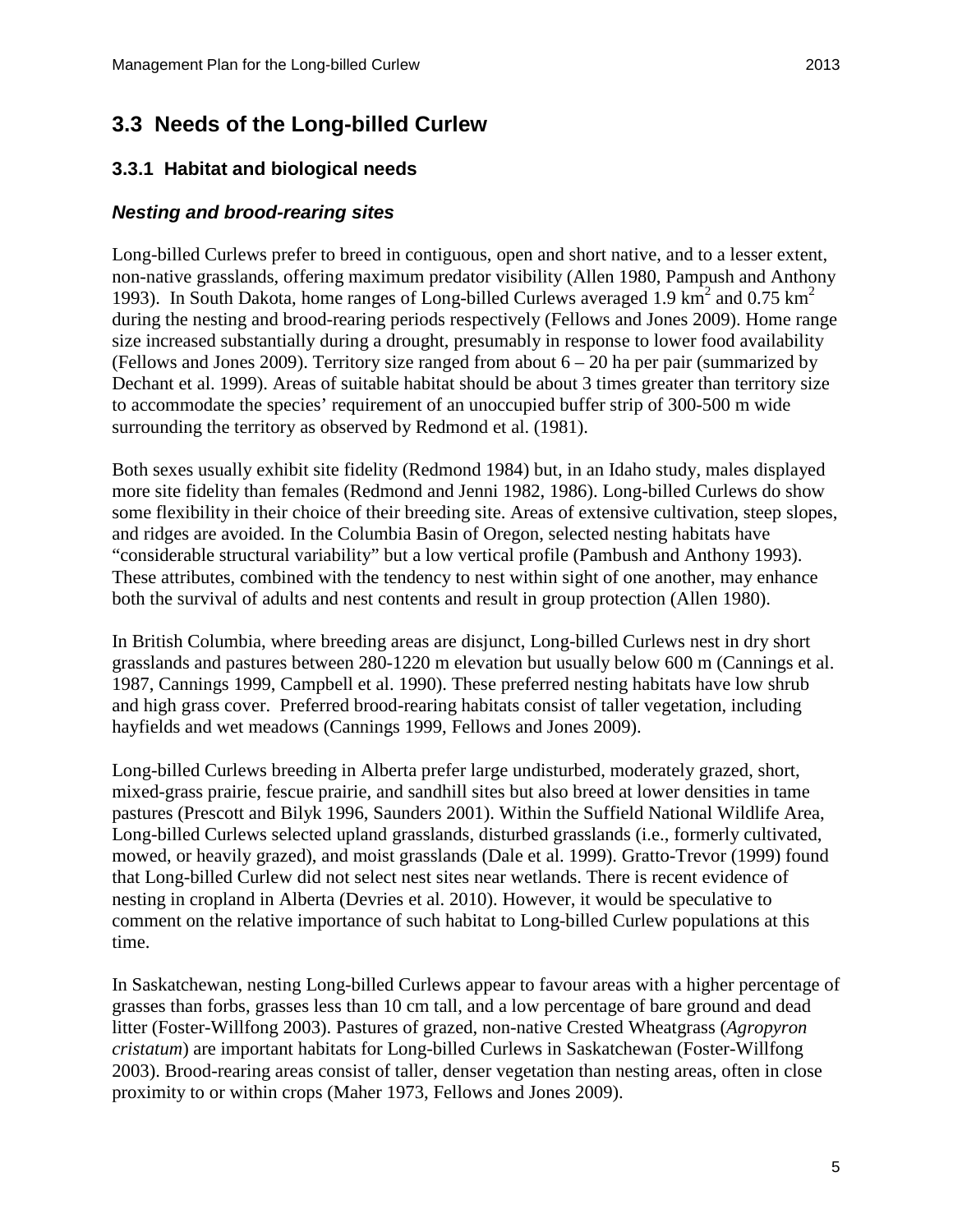## 3.3 Needs of the Long-billed Curlew

### 3.3.1 Habitat and biological needs

#### *Nesting and brood-rearing sites*

Long-billed Curlews prefer to breed in contiguous, open and short native, and to a lesser extent, non-native grasslands, offering maximum predator visibility (Allen 1980, Pampush and Anthony 1993). In South Dakota, home ranges of Long-billed Curlews averaged 1.9 $km^2$ and 0.75 $km^2$ during the nesting and brood-rearing periods respectively (Fellows and Jones 2009). Home range size increased substantially during a drought, presumably in response to lower food availability (Fellows and Jones 2009). Territory size ranged from about 6 – 20 ha per pair (summarized by Dechant et al. 1999). Areas of suitable habitat should be about 3 times greater than territory size to accommodate the species' requirement of an unoccupied buffer strip of 300-500 m wide surrounding the territory as observed by Redmond et al. (1981).

Both sexes usually exhibit site fidelity (Redmond 1984) but, in an Idaho study, males displayed more site fidelity than females (Redmond and Jenni 1982, 1986). Long-billed Curlews do show some flexibility in their choice of their breeding site. Areas of extensive cultivation, steep slopes, and ridges are avoided. In the Columbia Basin of Oregon, selected nesting habitats have "considerable structural variability" but a low vertical profile (Pambush and Anthony 1993). These attributes, combined with the tendency to nest within sight of one another, may enhance both the survival of adults and nest contents and result in group protection (Allen 1980).

In British Columbia, where breeding areas are disjunct, Long-billed Curlews nest in dry short grasslands and pastures between 280-1220 m elevation but usually below 600 m (Cannings et al. 1987, Cannings 1999, Campbell et al. 1990). These preferred nesting habitats have low shrub and high grass cover. Preferred brood-rearing habitats consist of taller vegetation, including hayfields and wet meadows (Cannings 1999, Fellows and Jones 2009).

Long-billed Curlews breeding in Alberta prefer large undisturbed, moderately grazed, short, mixed-grass prairie, fescue prairie, and sandhill sites but also breed at lower densities in tame pastures (Prescott and Bilyk 1996, Saunders 2001). Within the Suffield National Wildlife Area, Long-billed Curlews selected upland grasslands, disturbed grasslands (i.e., formerly cultivated, mowed, or heavily grazed), and moist grasslands (Dale et al. 1999). Gratto-Trevor (1999) found that Long-billed Curlew did not select nest sites near wetlands. There is recent evidence of nesting in cropland in Alberta (Devries et al. 2010). However, it would be speculative to comment on the relative importance of such habitat to Long-billed Curlew populations at this time.

In Saskatchewan, nesting Long-billed Curlews appear to favour areas with a higher percentage of grasses than forbs, grasses less than 10 cm tall, and a low percentage of bare ground and dead litter (Foster-Willfong 2003). Pastures of grazed, non-native Crested Wheatgrass (*Agropyron cristatum*) are important habitats for Long-billed Curlews in Saskatchewan (Foster-Willfong 2003). Brood-rearing areas consist of taller, denser vegetation than nesting areas, often in close proximity to or within crops (Maher 1973, Fellows and Jones 2009).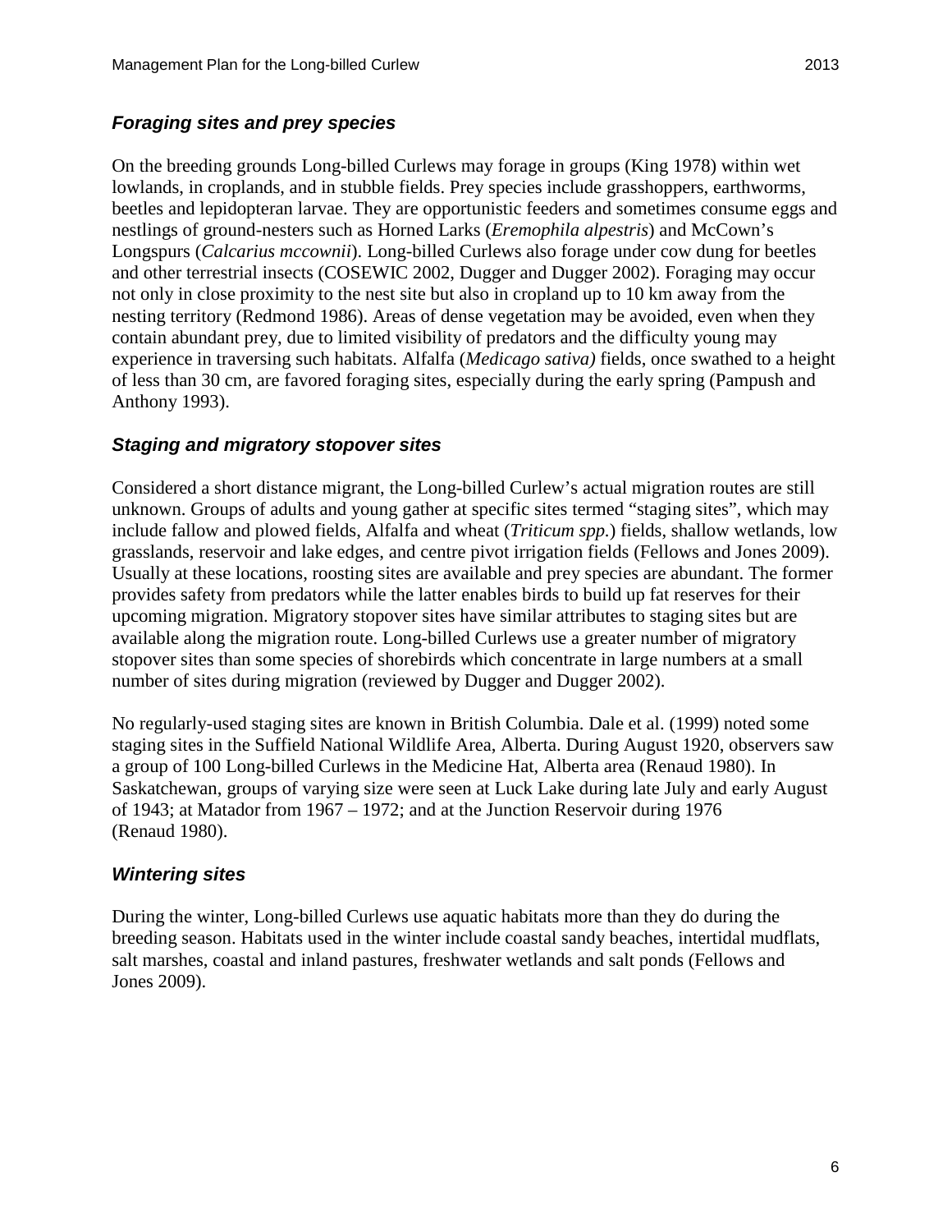### *Foraging sites and prey species*

On the breeding grounds Long-billed Curlews may forage in groups (King 1978) within wet lowlands, in croplands, and in stubble fields. Prey species include grasshoppers, earthworms, beetles and lepidopteran larvae. They are opportunistic feeders and sometimes consume eggs and nestlings of ground-nesters such as Horned Larks (*Eremophila alpestris*) and McCown's Longspurs (*Calcarius mccownii*). Long-billed Curlews also forage under cow dung for beetles and other terrestrial insects (COSEWIC 2002, Dugger and Dugger 2002). Foraging may occur not only in close proximity to the nest site but also in cropland up to 10 km away from the nesting territory (Redmond 1986). Areas of dense vegetation may be avoided, even when they contain abundant prey, due to limited visibility of predators and the difficulty young may experience in traversing such habitats. Alfalfa (*Medicago sativa)* fields, once swathed to a height of less than 30 cm, are favored foraging sites, especially during the early spring (Pampush and Anthony 1993).

### *Staging and migratory stopover sites*

Considered a short distance migrant, the Long-billed Curlew's actual migration routes are still unknown. Groups of adults and young gather at specific sites termed "staging sites", which may include fallow and plowed fields, Alfalfa and wheat (*Triticum spp.*) fields, shallow wetlands, low grasslands, reservoir and lake edges, and centre pivot irrigation fields (Fellows and Jones 2009). Usually at these locations, roosting sites are available and prey species are abundant. The former provides safety from predators while the latter enables birds to build up fat reserves for their upcoming migration. Migratory stopover sites have similar attributes to staging sites but are available along the migration route. Long-billed Curlews use a greater number of migratory stopover sites than some species of shorebirds which concentrate in large numbers at a small number of sites during migration (reviewed by Dugger and Dugger 2002).

No regularly-used staging sites are known in British Columbia. Dale et al. (1999) noted some staging sites in the Suffield National Wildlife Area, Alberta. During August 1920, observers saw a group of 100 Long-billed Curlews in the Medicine Hat, Alberta area (Renaud 1980). In Saskatchewan, groups of varying size were seen at Luck Lake during late July and early August of 1943; at Matador from 1967 – 1972; and at the Junction Reservoir during 1976 (Renaud 1980).

### *Wintering sites*

During the winter, Long-billed Curlews use aquatic habitats more than they do during the breeding season. Habitats used in the winter include coastal sandy beaches, intertidal mudflats, salt marshes, coastal and inland pastures, freshwater wetlands and salt ponds (Fellows and Jones 2009).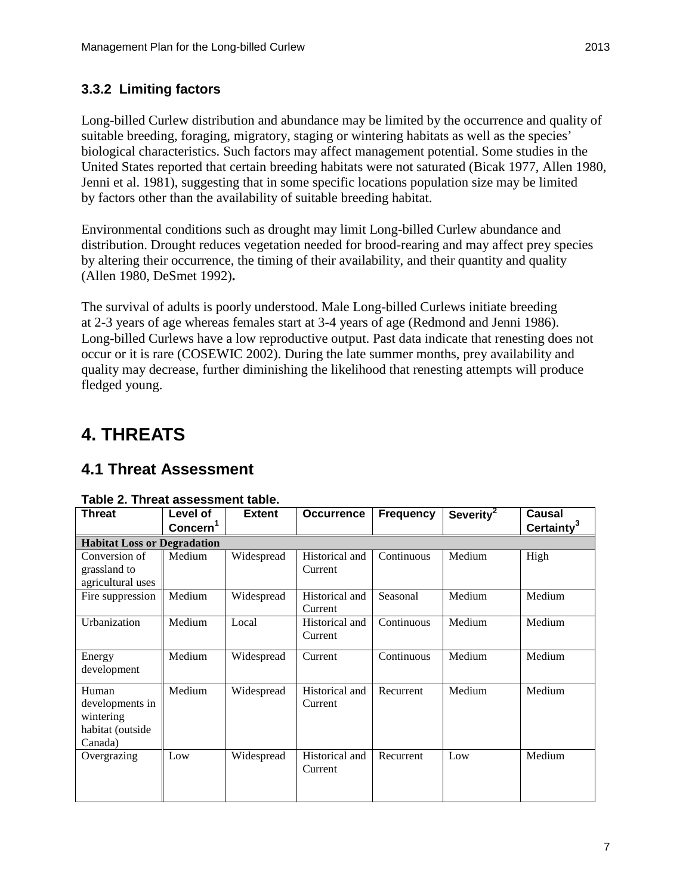### 3.3.2 Limiting factors

Long-billed Curlew distribution and abundance may be limited by the occurrence and quality of suitable breeding, foraging, migratory, staging or wintering habitats as well as the species' biological characteristics. Such factors may affect management potential. Some studies in the United States reported that certain breeding habitats were not saturated (Bicak 1977, Allen 1980, Jenni et al. 1981), suggesting that in some specific locations population size may be limited by factors other than the availability of suitable breeding habitat.

Environmental conditions such as drought may limit Long-billed Curlew abundance and distribution. Drought reduces vegetation needed for brood-rearing and may affect prey species by altering their occurrence, the timing of their availability, and their quantity and quality (Allen 1980, DeSmet 1992).

The survival of adults is poorly understood. Male Long-billed Curlews initiate breeding at 2-3 years of age whereas females start at 3-4 years of age (Redmond and Jenni 1986). Long-billed Curlews have a low reproductive output. Past data indicate that renesting does not occur or it is rare (COSEWIC 2002). During the late summer months, prey availability and quality may decrease, further diminishing the likelihood that renesting attempts will produce fledged young.

# 4. THREATS

## 4.1 Threat Assessment

**Table 2. Threat assessment table.**

| Threat | Level of Concern[1] | Extent | Occurrence | Frequency | Severity[2] | Causal Certainty[3] |
|---|---|---|---|---|---|---|
| **Habitat Loss or Degradation** | | | | | | |
| Conversion of grassland to agricultural uses | Medium | Widespread | Historical and Current | Continuous | Medium | High |
| Fire suppression | Medium | Widespread | Historical and Current | Seasonal | Medium | Medium |
| Urbanization | Medium | Local | Historical and Current | Continuous | Medium | Medium |
| Energy development | Medium | Widespread | Current | Continuous | Medium | Medium |
| Human developments in wintering habitat (outside Canada) | Medium | Widespread | Historical and Current | Recurrent | Medium | Medium |
| Overgrazing | Low | Widespread | Historical and Current | Recurrent | Low | Medium |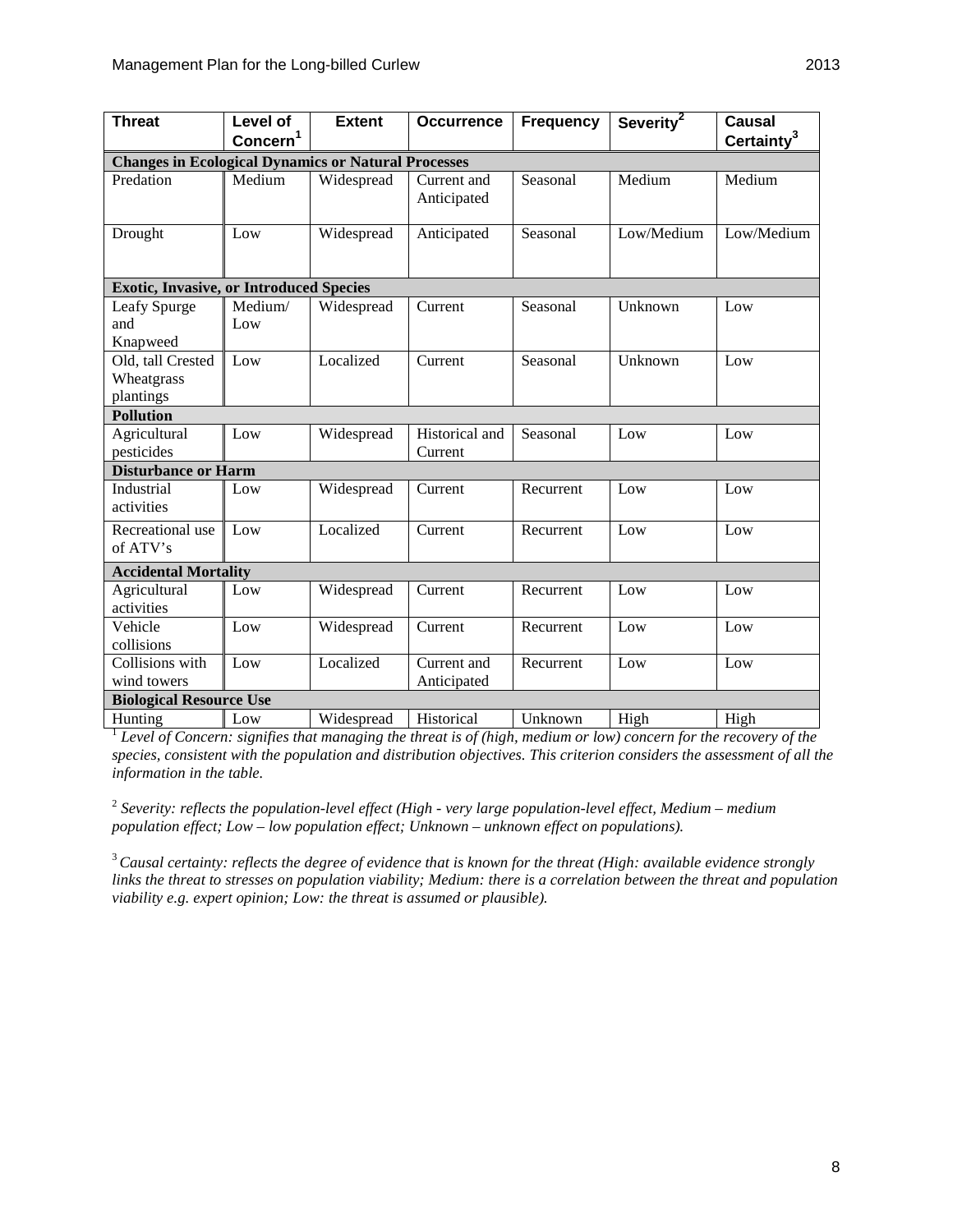| Threat | Level of Concern[1] | Extent | Occurrence | Frequency | Severity[2] | Causal Certainty[3] |
|---|---|---|---|---|---|---|
| **Changes in Ecological Dynamics or Natural Processes** | | | | | | |
| Predation | Medium | Widespread | Current and Anticipated | Seasonal | Medium | Medium |
| Drought | Low | Widespread | Anticipated | Seasonal | Low/Medium | Low/Medium |
| **Exotic, Invasive, or Introduced Species** | | | | | | |
| Leafy Spurge and Knapweed | Medium/ Low | Widespread | Current | Seasonal | Unknown | Low |
| Old, tall Crested Wheatgrass plantings | Low | Localized | Current | Seasonal | Unknown | Low |
| **Pollution** | | | | | | |
| Agricultural pesticides | Low | Widespread | Historical and Current | Seasonal | Low | Low |
| **Disturbance or Harm** | | | | | | |
| Industrial activities | Low | Widespread | Current | Recurrent | Low | Low |
| Recreational use of ATV's | Low | Localized | Current | Recurrent | Low | Low |
| **Accidental Mortality** | | | | | | |
| Agricultural activities | Low | Widespread | Current | Recurrent | Low | Low |
| Vehicle collisions | Low | Widespread | Current | Recurrent | Low | Low |
| Collisions with wind towers | Low | Localized | Current and Anticipated | Recurrent | Low | Low |
| **Biological Resource Use** | | | | | | |
| Hunting | Low | Widespread | Historical | Unknown | High | High |

[1] *Level of Concern: signifies that managing the threat is of (high, medium or low) concern for the recovery of the species, consistent with the population and distribution objectives. This criterion considers the assessment of all the information in the table.*

[2] *Severity: reflects the population-level effect (High - very large population-level effect, Medium – medium population effect; Low – low population effect; Unknown – unknown effect on populations).*

[3] *Causal certainty: reflects the degree of evidence that is known for the threat (High: available evidence strongly links the threat to stresses on population viability; Medium: there is a correlation between the threat and population viability e.g. expert opinion; Low: the threat is assumed or plausible).*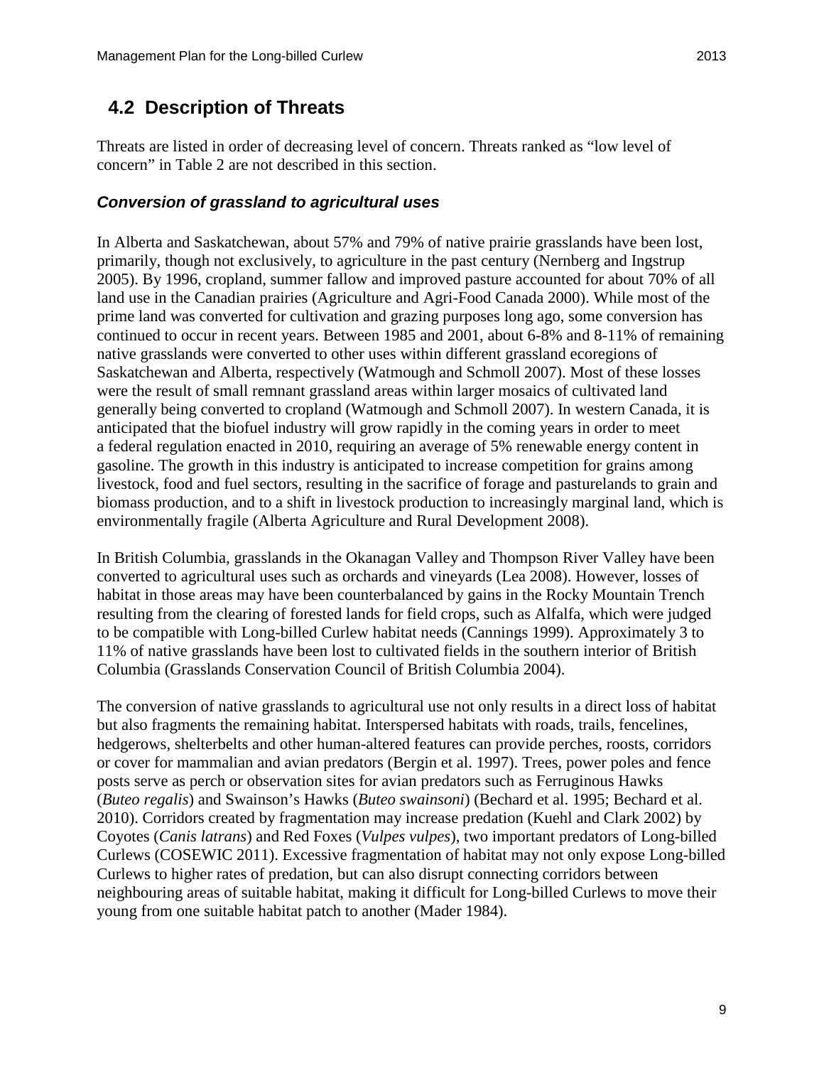## 4.2 Description of Threats

Threats are listed in order of decreasing level of concern. Threats ranked as "low level of concern" in Table 2 are not described in this section.

### *Conversion of grassland to agricultural uses*

In Alberta and Saskatchewan, about 57% and 79% of native prairie grasslands have been lost, primarily, though not exclusively, to agriculture in the past century (Nernberg and Ingstrup 2005). By 1996, cropland, summer fallow and improved pasture accounted for about 70% of all land use in the Canadian prairies (Agriculture and Agri-Food Canada 2000). While most of the prime land was converted for cultivation and grazing purposes long ago, some conversion has continued to occur in recent years. Between 1985 and 2001, about 6-8% and 8-11% of remaining native grasslands were converted to other uses within different grassland ecoregions of Saskatchewan and Alberta, respectively (Watmough and Schmoll 2007). Most of these losses were the result of small remnant grassland areas within larger mosaics of cultivated land generally being converted to cropland (Watmough and Schmoll 2007). In western Canada, it is anticipated that the biofuel industry will grow rapidly in the coming years in order to meet a federal regulation enacted in 2010, requiring an average of 5% renewable energy content in gasoline. The growth in this industry is anticipated to increase competition for grains among livestock, food and fuel sectors, resulting in the sacrifice of forage and pasturelands to grain and biomass production, and to a shift in livestock production to increasingly marginal land, which is environmentally fragile (Alberta Agriculture and Rural Development 2008).

In British Columbia, grasslands in the Okanagan Valley and Thompson River Valley have been converted to agricultural uses such as orchards and vineyards (Lea 2008). However, losses of habitat in those areas may have been counterbalanced by gains in the Rocky Mountain Trench resulting from the clearing of forested lands for field crops, such as Alfalfa, which were judged to be compatible with Long-billed Curlew habitat needs (Cannings 1999). Approximately 3 to 11% of native grasslands have been lost to cultivated fields in the southern interior of British Columbia (Grasslands Conservation Council of British Columbia 2004).

The conversion of native grasslands to agricultural use not only results in a direct loss of habitat but also fragments the remaining habitat. Interspersed habitats with roads, trails, fencelines, hedgerows, shelterbelts and other human-altered features can provide perches, roosts, corridors or cover for mammalian and avian predators (Bergin et al. 1997). Trees, power poles and fence posts serve as perch or observation sites for avian predators such as Ferruginous Hawks (*Buteo regalis*) and Swainson's Hawks (*Buteo swainsoni*) (Bechard et al. 1995; Bechard et al. 2010). Corridors created by fragmentation may increase predation (Kuehl and Clark 2002) by Coyotes (*Canis latrans*) and Red Foxes (*Vulpes vulpes*), two important predators of Long-billed Curlews (COSEWIC 2011). Excessive fragmentation of habitat may not only expose Long-billed Curlews to higher rates of predation, but can also disrupt connecting corridors between neighbouring areas of suitable habitat, making it difficult for Long-billed Curlews to move their young from one suitable habitat patch to another (Mader 1984).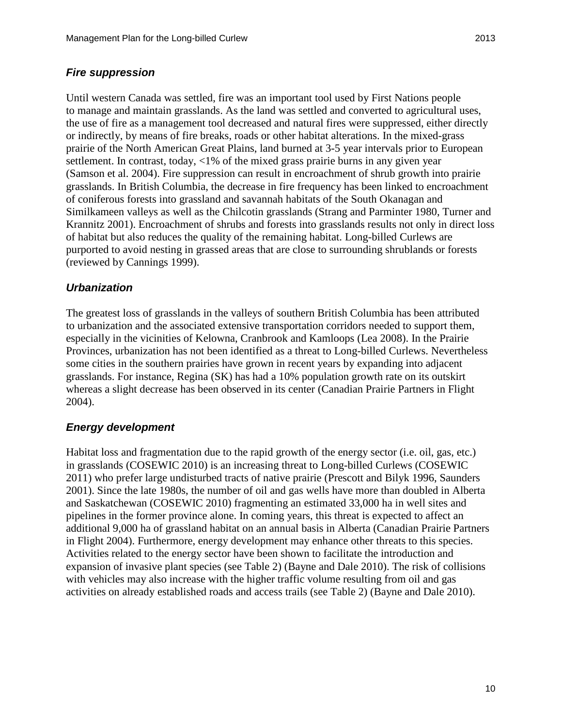### *Fire suppression*

Until western Canada was settled, fire was an important tool used by First Nations people to manage and maintain grasslands. As the land was settled and converted to agricultural uses, the use of fire as a management tool decreased and natural fires were suppressed, either directly or indirectly, by means of fire breaks, roads or other habitat alterations. In the mixed-grass prairie of the North American Great Plains, land burned at 3-5 year intervals prior to European settlement. In contrast, today, <1% of the mixed grass prairie burns in any given year (Samson et al. 2004). Fire suppression can result in encroachment of shrub growth into prairie grasslands. In British Columbia, the decrease in fire frequency has been linked to encroachment of coniferous forests into grassland and savannah habitats of the South Okanagan and Similkameen valleys as well as the Chilcotin grasslands (Strang and Parminter 1980, Turner and Krannitz 2001). Encroachment of shrubs and forests into grasslands results not only in direct loss of habitat but also reduces the quality of the remaining habitat. Long-billed Curlews are purported to avoid nesting in grassed areas that are close to surrounding shrublands or forests (reviewed by Cannings 1999).

### *Urbanization*

The greatest loss of grasslands in the valleys of southern British Columbia has been attributed to urbanization and the associated extensive transportation corridors needed to support them, especially in the vicinities of Kelowna, Cranbrook and Kamloops (Lea 2008). In the Prairie Provinces, urbanization has not been identified as a threat to Long-billed Curlews. Nevertheless some cities in the southern prairies have grown in recent years by expanding into adjacent grasslands. For instance, Regina (SK) has had a 10% population growth rate on its outskirt whereas a slight decrease has been observed in its center (Canadian Prairie Partners in Flight 2004).

### *Energy development*

Habitat loss and fragmentation due to the rapid growth of the energy sector (i.e. oil, gas, etc.) in grasslands (COSEWIC 2010) is an increasing threat to Long-billed Curlews (COSEWIC 2011) who prefer large undisturbed tracts of native prairie (Prescott and Bilyk 1996, Saunders 2001). Since the late 1980s, the number of oil and gas wells have more than doubled in Alberta and Saskatchewan (COSEWIC 2010) fragmenting an estimated 33,000 ha in well sites and pipelines in the former province alone. In coming years, this threat is expected to affect an additional 9,000 ha of grassland habitat on an annual basis in Alberta (Canadian Prairie Partners in Flight 2004). Furthermore, energy development may enhance other threats to this species. Activities related to the energy sector have been shown to facilitate the introduction and expansion of invasive plant species (see Table 2) (Bayne and Dale 2010). The risk of collisions with vehicles may also increase with the higher traffic volume resulting from oil and gas activities on already established roads and access trails (see Table 2) (Bayne and Dale 2010).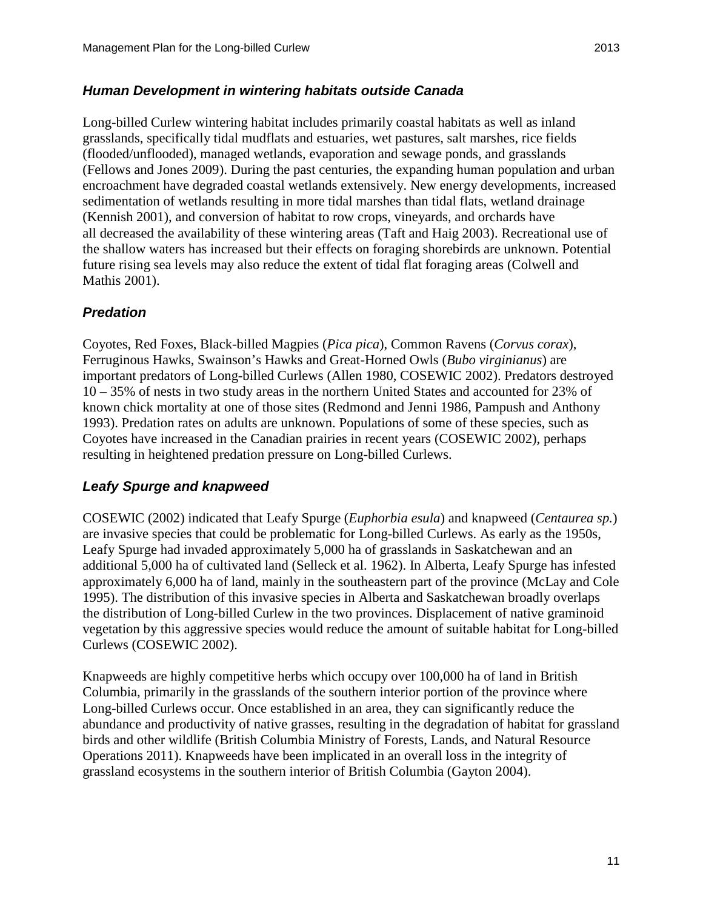### *Human Development in wintering habitats outside Canada*

Long-billed Curlew wintering habitat includes primarily coastal habitats as well as inland grasslands, specifically tidal mudflats and estuaries, wet pastures, salt marshes, rice fields (flooded/unflooded), managed wetlands, evaporation and sewage ponds, and grasslands (Fellows and Jones 2009). During the past centuries, the expanding human population and urban encroachment have degraded coastal wetlands extensively. New energy developments, increased sedimentation of wetlands resulting in more tidal marshes than tidal flats, wetland drainage (Kennish 2001), and conversion of habitat to row crops, vineyards, and orchards have all decreased the availability of these wintering areas (Taft and Haig 2003). Recreational use of the shallow waters has increased but their effects on foraging shorebirds are unknown. Potential future rising sea levels may also reduce the extent of tidal flat foraging areas (Colwell and Mathis 2001).

### *Predation*

Coyotes, Red Foxes, Black-billed Magpies (*Pica pica*), Common Ravens (*Corvus corax*), Ferruginous Hawks, Swainson's Hawks and Great-Horned Owls (*Bubo virginianus*) are important predators of Long-billed Curlews (Allen 1980, COSEWIC 2002). Predators destroyed 10 – 35% of nests in two study areas in the northern United States and accounted for 23% of known chick mortality at one of those sites (Redmond and Jenni 1986, Pampush and Anthony 1993). Predation rates on adults are unknown. Populations of some of these species, such as Coyotes have increased in the Canadian prairies in recent years (COSEWIC 2002), perhaps resulting in heightened predation pressure on Long-billed Curlews.

### *Leafy Spurge and knapweed*

COSEWIC (2002) indicated that Leafy Spurge (*Euphorbia esula*) and knapweed (*Centaurea sp.*) are invasive species that could be problematic for Long-billed Curlews. As early as the 1950s, Leafy Spurge had invaded approximately 5,000 ha of grasslands in Saskatchewan and an additional 5,000 ha of cultivated land (Selleck et al. 1962). In Alberta, Leafy Spurge has infested approximately 6,000 ha of land, mainly in the southeastern part of the province (McLay and Cole 1995). The distribution of this invasive species in Alberta and Saskatchewan broadly overlaps the distribution of Long-billed Curlew in the two provinces. Displacement of native graminoid vegetation by this aggressive species would reduce the amount of suitable habitat for Long-billed Curlews (COSEWIC 2002).

Knapweeds are highly competitive herbs which occupy over 100,000 ha of land in British Columbia, primarily in the grasslands of the southern interior portion of the province where Long-billed Curlews occur. Once established in an area, they can significantly reduce the abundance and productivity of native grasses, resulting in the degradation of habitat for grassland birds and other wildlife (British Columbia Ministry of Forests, Lands, and Natural Resource Operations 2011). Knapweeds have been implicated in an overall loss in the integrity of grassland ecosystems in the southern interior of British Columbia (Gayton 2004).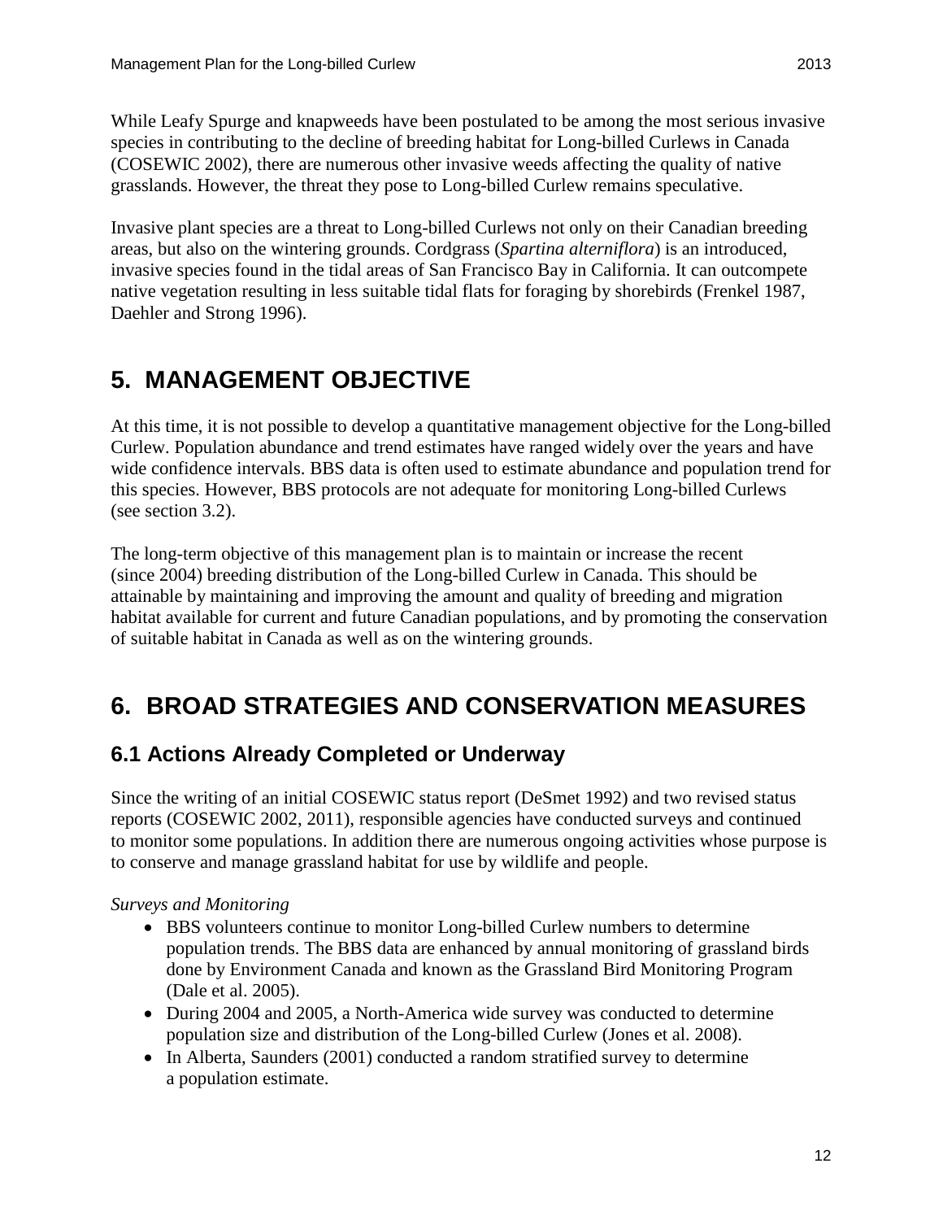While Leafy Spurge and knapweeds have been postulated to be among the most serious invasive species in contributing to the decline of breeding habitat for Long-billed Curlews in Canada (COSEWIC 2002), there are numerous other invasive weeds affecting the quality of native grasslands. However, the threat they pose to Long-billed Curlew remains speculative.

Invasive plant species are a threat to Long-billed Curlews not only on their Canadian breeding areas, but also on the wintering grounds. Cordgrass (*Spartina alterniflora*) is an introduced, invasive species found in the tidal areas of San Francisco Bay in California. It can outcompete native vegetation resulting in less suitable tidal flats for foraging by shorebirds (Frenkel 1987, Daehler and Strong 1996).

# 5. MANAGEMENT OBJECTIVE

At this time, it is not possible to develop a quantitative management objective for the Long-billed Curlew. Population abundance and trend estimates have ranged widely over the years and have wide confidence intervals. BBS data is often used to estimate abundance and population trend for this species. However, BBS protocols are not adequate for monitoring Long-billed Curlews (see section 3.2).

The long-term objective of this management plan is to maintain or increase the recent (since 2004) breeding distribution of the Long-billed Curlew in Canada. This should be attainable by maintaining and improving the amount and quality of breeding and migration habitat available for current and future Canadian populations, and by promoting the conservation of suitable habitat in Canada as well as on the wintering grounds.

# 6. BROAD STRATEGIES AND CONSERVATION MEASURES

## 6.1 Actions Already Completed or Underway

Since the writing of an initial COSEWIC status report (DeSmet 1992) and two revised status reports (COSEWIC 2002, 2011), responsible agencies have conducted surveys and continued to monitor some populations. In addition there are numerous ongoing activities whose purpose is to conserve and manage grassland habitat for use by wildlife and people.

*Surveys and Monitoring*

- BBS volunteers continue to monitor Long-billed Curlew numbers to determine population trends. The BBS data are enhanced by annual monitoring of grassland birds done by Environment Canada and known as the Grassland Bird Monitoring Program (Dale et al. 2005).
- During 2004 and 2005, a North-America wide survey was conducted to determine population size and distribution of the Long-billed Curlew (Jones et al. 2008).
- In Alberta, Saunders (2001) conducted a random stratified survey to determine a population estimate.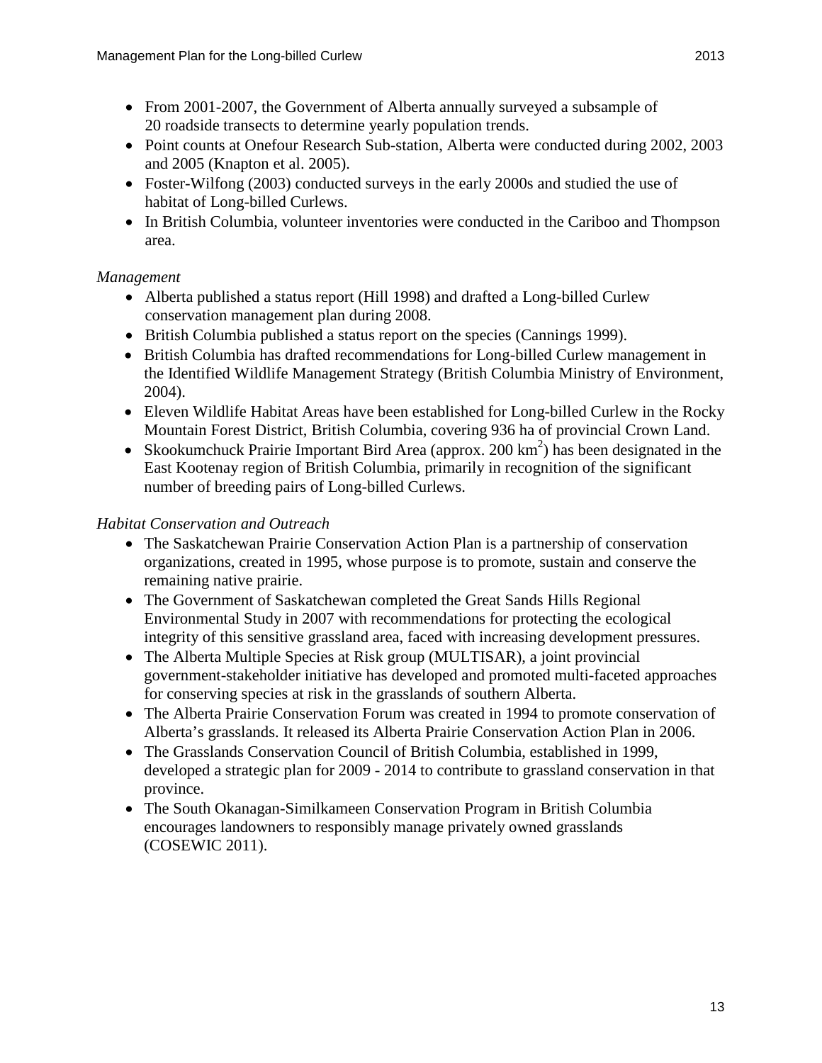- From 2001-2007, the Government of Alberta annually surveyed a subsample of 20 roadside transects to determine yearly population trends.
- Point counts at Onefour Research Sub-station, Alberta were conducted during 2002, 2003 and 2005 (Knapton et al. 2005).
- Foster-Wilfong (2003) conducted surveys in the early 2000s and studied the use of habitat of Long-billed Curlews.
- In British Columbia, volunteer inventories were conducted in the Cariboo and Thompson area.

*Management*

- Alberta published a status report (Hill 1998) and drafted a Long-billed Curlew conservation management plan during 2008.
- British Columbia published a status report on the species (Cannings 1999).
- British Columbia has drafted recommendations for Long-billed Curlew management in the Identified Wildlife Management Strategy (British Columbia Ministry of Environment, 2004).
- Eleven Wildlife Habitat Areas have been established for Long-billed Curlew in the Rocky Mountain Forest District, British Columbia, covering 936 ha of provincial Crown Land.
- Skookumchuck Prairie Important Bird Area (approx. 200 $km^2$) has been designated in the East Kootenay region of British Columbia, primarily in recognition of the significant number of breeding pairs of Long-billed Curlews.

*Habitat Conservation and Outreach*

- The Saskatchewan Prairie Conservation Action Plan is a partnership of conservation organizations, created in 1995, whose purpose is to promote, sustain and conserve the remaining native prairie.
- The Government of Saskatchewan completed the Great Sands Hills Regional Environmental Study in 2007 with recommendations for protecting the ecological integrity of this sensitive grassland area, faced with increasing development pressures.
- The Alberta Multiple Species at Risk group (MULTISAR), a joint provincial government-stakeholder initiative has developed and promoted multi-faceted approaches for conserving species at risk in the grasslands of southern Alberta.
- The Alberta Prairie Conservation Forum was created in 1994 to promote conservation of Alberta's grasslands. It released its Alberta Prairie Conservation Action Plan in 2006.
- The Grasslands Conservation Council of British Columbia, established in 1999, developed a strategic plan for 2009 - 2014 to contribute to grassland conservation in that province.
- The South Okanagan-Similkameen Conservation Program in British Columbia encourages landowners to responsibly manage privately owned grasslands (COSEWIC 2011).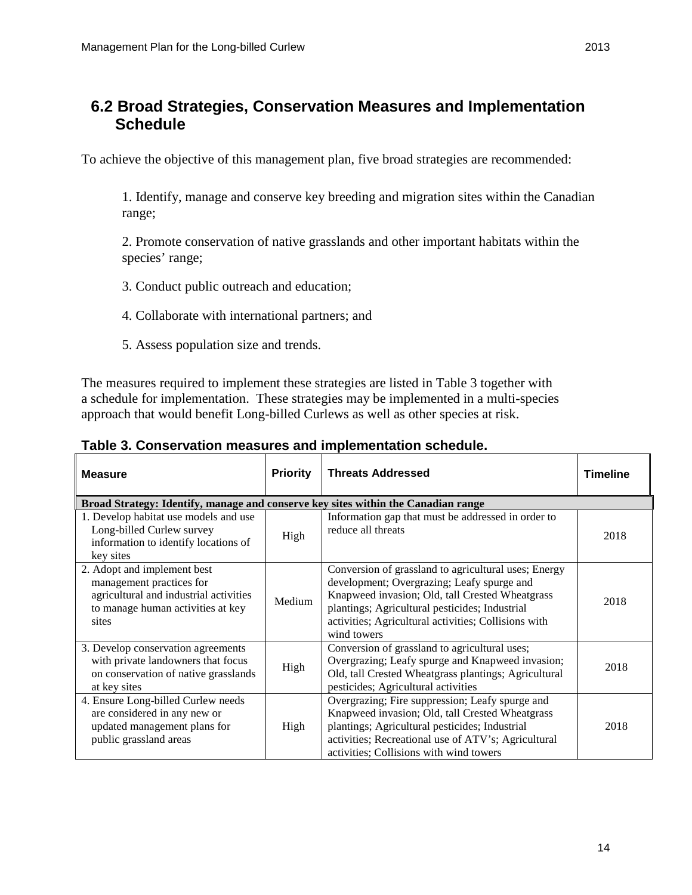## 6.2 Broad Strategies, Conservation Measures and Implementation Schedule

To achieve the objective of this management plan, five broad strategies are recommended:

1. Identify, manage and conserve key breeding and migration sites within the Canadian range;

2. Promote conservation of native grasslands and other important habitats within the species' range;

3. Conduct public outreach and education;

4. Collaborate with international partners; and

5. Assess population size and trends.

The measures required to implement these strategies are listed in Table 3 together with a schedule for implementation. These strategies may be implemented in a multi-species approach that would benefit Long-billed Curlews as well as other species at risk.

**Table 3. Conservation measures and implementation schedule.**

| Measure | Priority | Threats Addressed | Timeline |
|---|---|---|---|
| **Broad Strategy: Identify, manage and conserve key sites within the Canadian range** | | | |
| 1. Develop habitat use models and use Long-billed Curlew survey information to identify locations of key sites | High | Information gap that must be addressed in order to reduce all threats | 2018 |
| 2. Adopt and implement best management practices for agricultural and industrial activities to manage human activities at key sites | Medium | Conversion of grassland to agricultural uses; Energy development; Overgrazing; Leafy spurge and Knapweed invasion; Old, tall Crested Wheatgrass plantings; Agricultural pesticides; Industrial activities; Agricultural activities; Collisions with wind towers | 2018 |
| 3. Develop conservation agreements with private landowners that focus on conservation of native grasslands at key sites | High | Conversion of grassland to agricultural uses; Overgrazing; Leafy spurge and Knapweed invasion; Old, tall Crested Wheatgrass plantings; Agricultural pesticides; Agricultural activities | 2018 |
| 4. Ensure Long-billed Curlew needs are considered in any new or updated management plans for public grassland areas | High | Overgrazing; Fire suppression; Leafy spurge and Knapweed invasion; Old, tall Crested Wheatgrass plantings; Agricultural pesticides; Industrial activities; Recreational use of ATV's; Agricultural activities; Collisions with wind towers | 2018 |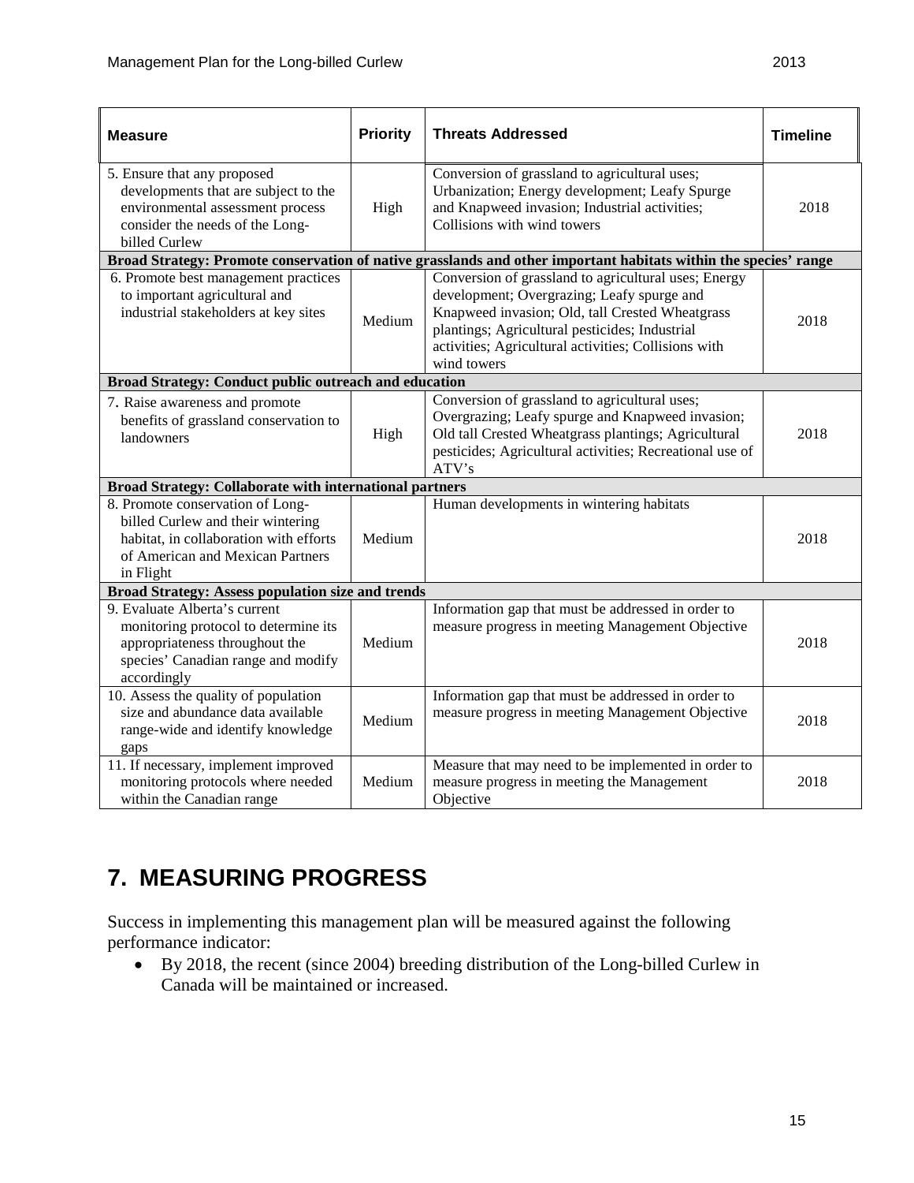| Measure | Priority | Threats Addressed | Timeline |
|---|---|---|---|
| 5. Ensure that any proposed developments that are subject to the environmental assessment process consider the needs of the Long-billed Curlew | High | Conversion of grassland to agricultural uses; Urbanization; Energy development; Leafy Spurge and Knapweed invasion; Industrial activities; Collisions with wind towers | 2018 |
| **Broad Strategy: Promote conservation of native grasslands and other important habitats within the species' range** | | | |
| 6. Promote best management practices to important agricultural and industrial stakeholders at key sites | Medium | Conversion of grassland to agricultural uses; Energy development; Overgrazing; Leafy spurge and Knapweed invasion; Old, tall Crested Wheatgrass plantings; Agricultural pesticides; Industrial activities; Agricultural activities; Collisions with wind towers | 2018 |
| **Broad Strategy: Conduct public outreach and education** | | | |
| 7. Raise awareness and promote benefits of grassland conservation to landowners | High | Conversion of grassland to agricultural uses; Overgrazing; Leafy spurge and Knapweed invasion; Old tall Crested Wheatgrass plantings; Agricultural pesticides; Agricultural activities; Recreational use of ATV's | 2018 |
| **Broad Strategy: Collaborate with international partners** | | | |
| 8. Promote conservation of Long-billed Curlew and their wintering habitat, in collaboration with efforts of American and Mexican Partners in Flight | Medium | Human developments in wintering habitats | 2018 |
| **Broad Strategy: Assess population size and trends** | | | |
| 9. Evaluate Alberta's current monitoring protocol to determine its appropriateness throughout the species' Canadian range and modify accordingly | Medium | Information gap that must be addressed in order to measure progress in meeting Management Objective | 2018 |
| 10. Assess the quality of population size and abundance data available range-wide and identify knowledge gaps | Medium | Information gap that must be addressed in order to measure progress in meeting Management Objective | 2018 |
| 11. If necessary, implement improved monitoring protocols where needed within the Canadian range | Medium | Measure that may need to be implemented in order to measure progress in meeting the Management Objective | 2018 |

# 7. MEASURING PROGRESS

Success in implementing this management plan will be measured against the following performance indicator:

- By 2018, the recent (since 2004) breeding distribution of the Long-billed Curlew in Canada will be maintained or increased.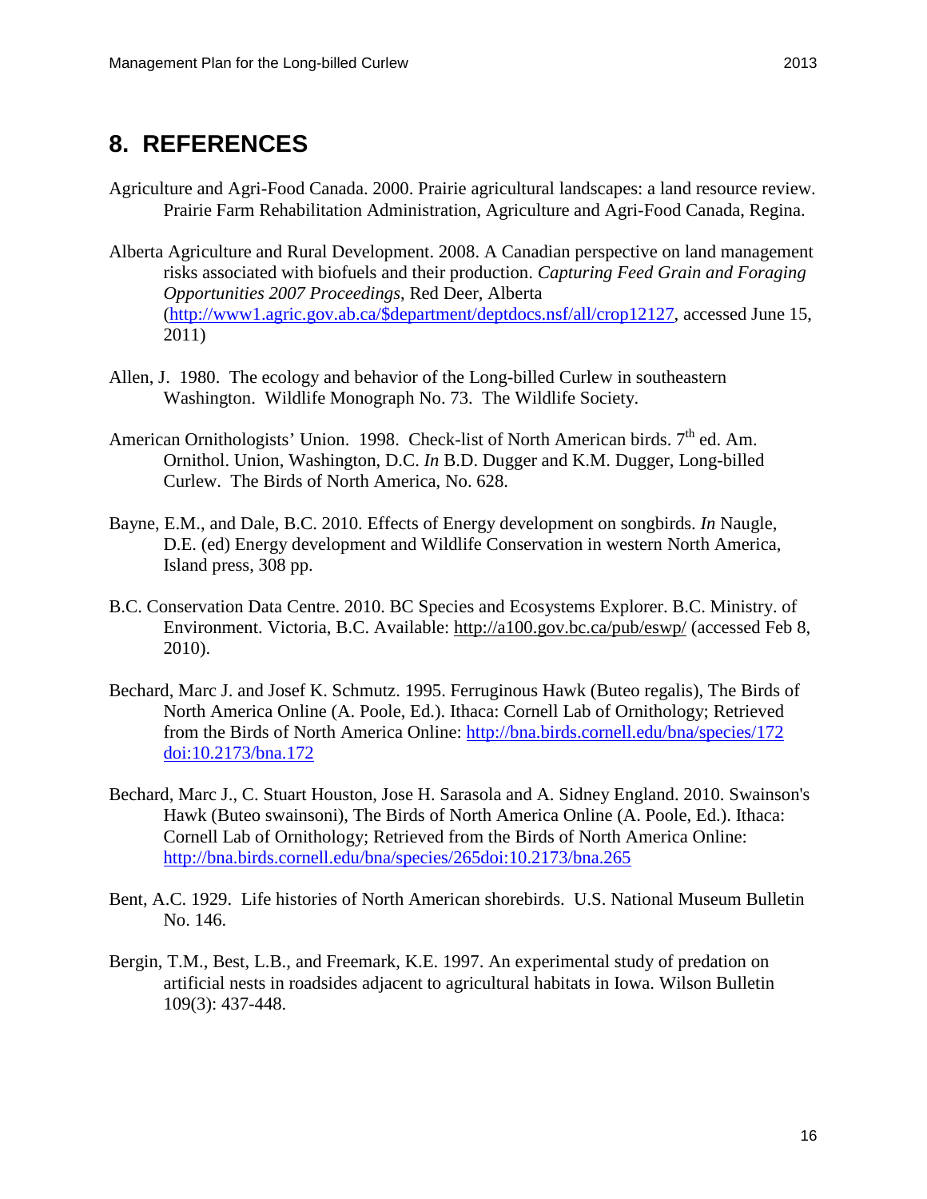## 8. REFERENCES

Agriculture and Agri-Food Canada. 2000. Prairie agricultural landscapes: a land resource review. Prairie Farm Rehabilitation Administration, Agriculture and Agri-Food Canada, Regina.

Alberta Agriculture and Rural Development. 2008. A Canadian perspective on land management risks associated with biofuels and their production. *Capturing Feed Grain and Foraging Opportunities 2007 Proceedings*, Red Deer, Alberta (http://www1.agric.gov.ab.ca/$department/deptdocs.nsf/all/crop12127, accessed June 15, 2011)

Allen, J. 1980. The ecology and behavior of the Long-billed Curlew in southeastern Washington. Wildlife Monograph No. 73. The Wildlife Society.

American Ornithologists' Union. 1998. Check-list of North American birds. 7th ed. Am. Ornithol. Union, Washington, D.C. *In* B.D. Dugger and K.M. Dugger, Long-billed Curlew. The Birds of North America, No. 628.

Bayne, E.M., and Dale, B.C. 2010. Effects of Energy development on songbirds. *In* Naugle, D.E. (ed) Energy development and Wildlife Conservation in western North America, Island press, 308 pp.

B.C. Conservation Data Centre. 2010. BC Species and Ecosystems Explorer. B.C. Ministry. of Environment. Victoria, B.C. Available: http://a100.gov.bc.ca/pub/eswp/ (accessed Feb 8, 2010).

Bechard, Marc J. and Josef K. Schmutz. 1995. Ferruginous Hawk (Buteo regalis), The Birds of North America Online (A. Poole, Ed.). Ithaca: Cornell Lab of Ornithology; Retrieved from the Birds of North America Online: http://bna.birds.cornell.edu/bna/species/172 doi:10.2173/bna.172

Bechard, Marc J., C. Stuart Houston, Jose H. Sarasola and A. Sidney England. 2010. Swainson's Hawk (Buteo swainsoni), The Birds of North America Online (A. Poole, Ed.). Ithaca: Cornell Lab of Ornithology; Retrieved from the Birds of North America Online: http://bna.birds.cornell.edu/bna/species/265doi:10.2173/bna.265

Bent, A.C. 1929. Life histories of North American shorebirds. U.S. National Museum Bulletin No. 146.

Bergin, T.M., Best, L.B., and Freemark, K.E. 1997. An experimental study of predation on artificial nests in roadsides adjacent to agricultural habitats in Iowa. Wilson Bulletin 109(3): 437-448.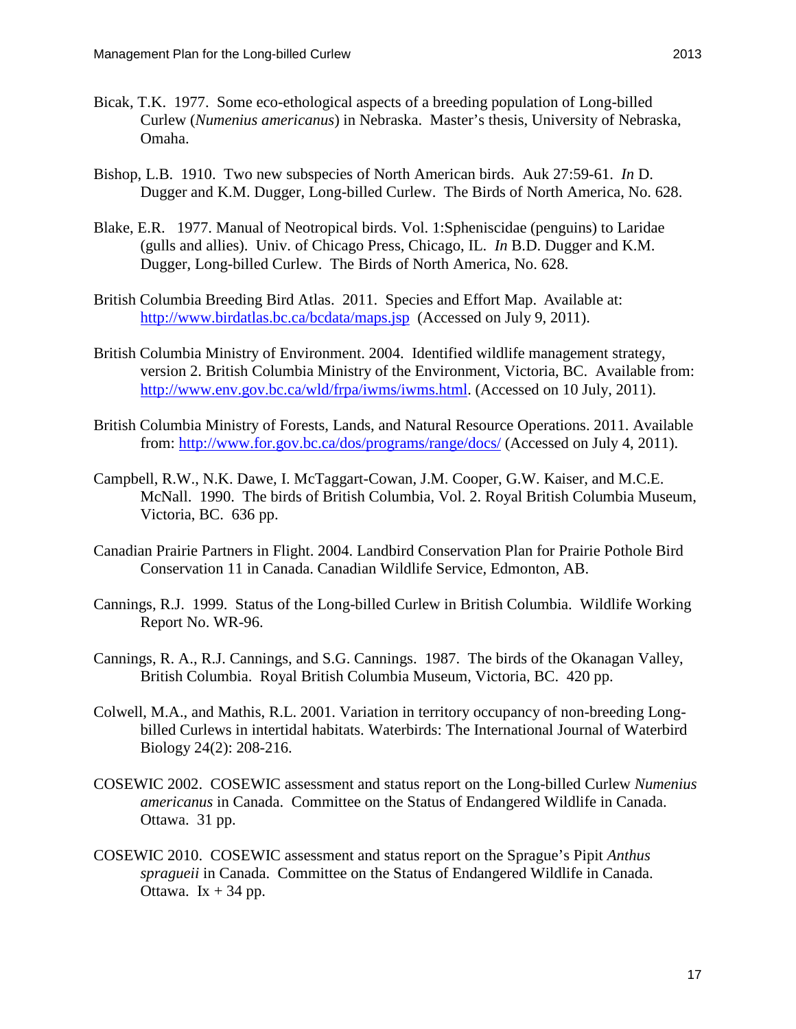Bicak, T.K. 1977. Some eco-ethological aspects of a breeding population of Long-billed Curlew (*Numenius americanus*) in Nebraska. Master's thesis, University of Nebraska, Omaha.

Bishop, L.B. 1910. Two new subspecies of North American birds. Auk 27:59-61. *In* D. Dugger and K.M. Dugger, Long-billed Curlew. The Birds of North America, No. 628.

Blake, E.R. 1977. Manual of Neotropical birds. Vol. 1:Spheniscidae (penguins) to Laridae (gulls and allies). Univ. of Chicago Press, Chicago, IL. *In* B.D. Dugger and K.M. Dugger, Long-billed Curlew. The Birds of North America, No. 628.

British Columbia Breeding Bird Atlas. 2011. Species and Effort Map. Available at: http://www.birdatlas.bc.ca/bcdata/maps.jsp (Accessed on July 9, 2011).

British Columbia Ministry of Environment. 2004. Identified wildlife management strategy, version 2. British Columbia Ministry of the Environment, Victoria, BC. Available from: http://www.env.gov.bc.ca/wld/frpa/iwms/iwms.html. (Accessed on 10 July, 2011).

British Columbia Ministry of Forests, Lands, and Natural Resource Operations. 2011. Available from: http://www.for.gov.bc.ca/dos/programs/range/docs/ (Accessed on July 4, 2011).

Campbell, R.W., N.K. Dawe, I. McTaggart-Cowan, J.M. Cooper, G.W. Kaiser, and M.C.E. McNall. 1990. The birds of British Columbia, Vol. 2. Royal British Columbia Museum, Victoria, BC. 636 pp.

Canadian Prairie Partners in Flight. 2004. Landbird Conservation Plan for Prairie Pothole Bird Conservation 11 in Canada. Canadian Wildlife Service, Edmonton, AB.

Cannings, R.J. 1999. Status of the Long-billed Curlew in British Columbia. Wildlife Working Report No. WR-96.

Cannings, R. A., R.J. Cannings, and S.G. Cannings. 1987. The birds of the Okanagan Valley, British Columbia. Royal British Columbia Museum, Victoria, BC. 420 pp.

Colwell, M.A., and Mathis, R.L. 2001. Variation in territory occupancy of non-breeding Long-billed Curlews in intertidal habitats. Waterbirds: The International Journal of Waterbird Biology 24(2): 208-216.

COSEWIC 2002. COSEWIC assessment and status report on the Long-billed Curlew *Numenius americanus* in Canada. Committee on the Status of Endangered Wildlife in Canada. Ottawa. 31 pp.

COSEWIC 2010. COSEWIC assessment and status report on the Sprague's Pipit *Anthus spragueii* in Canada. Committee on the Status of Endangered Wildlife in Canada. Ottawa. Ix + 34 pp.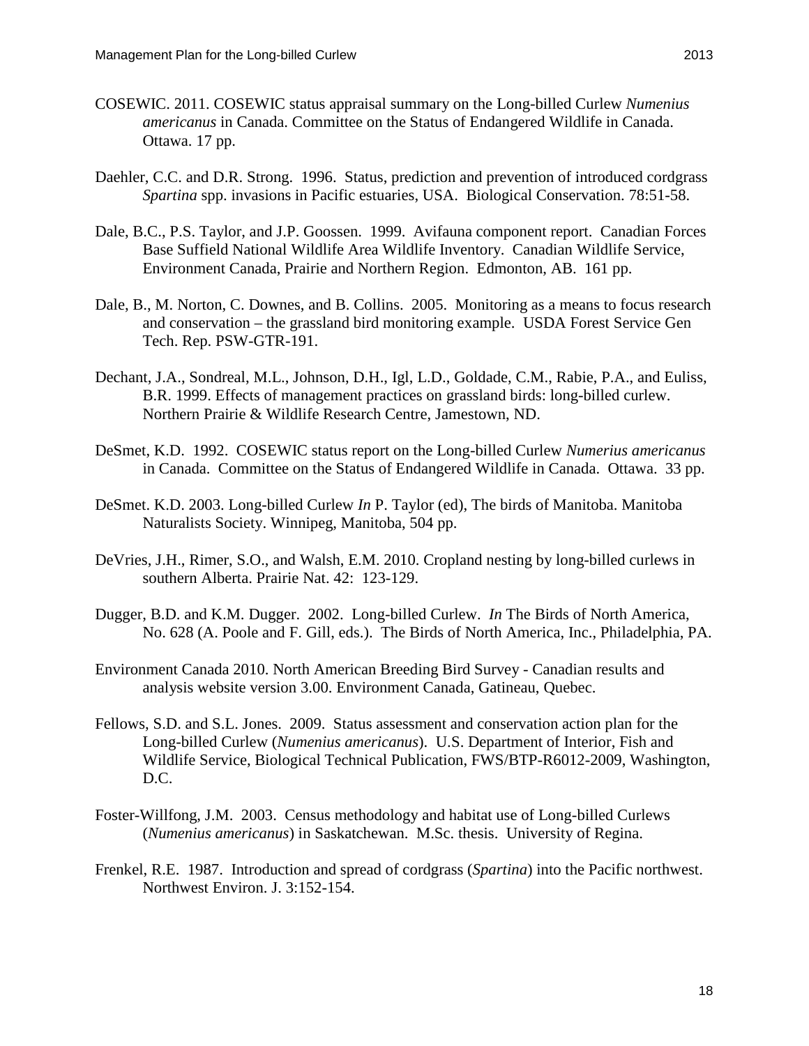COSEWIC. 2011. COSEWIC status appraisal summary on the Long-billed Curlew *Numenius americanus* in Canada. Committee on the Status of Endangered Wildlife in Canada. Ottawa. 17 pp.

Daehler, C.C. and D.R. Strong. 1996. Status, prediction and prevention of introduced cordgrass *Spartina* spp. invasions in Pacific estuaries, USA. Biological Conservation. 78:51-58.

Dale, B.C., P.S. Taylor, and J.P. Goossen. 1999. Avifauna component report. Canadian Forces Base Suffield National Wildlife Area Wildlife Inventory. Canadian Wildlife Service, Environment Canada, Prairie and Northern Region. Edmonton, AB. 161 pp.

Dale, B., M. Norton, C. Downes, and B. Collins. 2005. Monitoring as a means to focus research and conservation – the grassland bird monitoring example. USDA Forest Service Gen Tech. Rep. PSW-GTR-191.

Dechant, J.A., Sondreal, M.L., Johnson, D.H., Igl, L.D., Goldade, C.M., Rabie, P.A., and Euliss, B.R. 1999. Effects of management practices on grassland birds: long-billed curlew. Northern Prairie & Wildlife Research Centre, Jamestown, ND.

DeSmet, K.D. 1992. COSEWIC status report on the Long-billed Curlew *Numerius americanus* in Canada. Committee on the Status of Endangered Wildlife in Canada. Ottawa. 33 pp.

DeSmet. K.D. 2003. Long-billed Curlew *In* P. Taylor (ed), The birds of Manitoba. Manitoba Naturalists Society. Winnipeg, Manitoba, 504 pp.

DeVries, J.H., Rimer, S.O., and Walsh, E.M. 2010. Cropland nesting by long-billed curlews in southern Alberta. Prairie Nat. 42: 123-129.

Dugger, B.D. and K.M. Dugger. 2002. Long-billed Curlew. *In* The Birds of North America, No. 628 (A. Poole and F. Gill, eds.). The Birds of North America, Inc., Philadelphia, PA.

Environment Canada 2010. North American Breeding Bird Survey - Canadian results and analysis website version 3.00. Environment Canada, Gatineau, Quebec.

Fellows, S.D. and S.L. Jones. 2009. Status assessment and conservation action plan for the Long-billed Curlew (*Numenius americanus*). U.S. Department of Interior, Fish and Wildlife Service, Biological Technical Publication, FWS/BTP-R6012-2009, Washington, D.C.

Foster-Willfong, J.M. 2003. Census methodology and habitat use of Long-billed Curlews (*Numenius americanus*) in Saskatchewan. M.Sc. thesis. University of Regina.

Frenkel, R.E. 1987. Introduction and spread of cordgrass (*Spartina*) into the Pacific northwest. Northwest Environ. J. 3:152-154.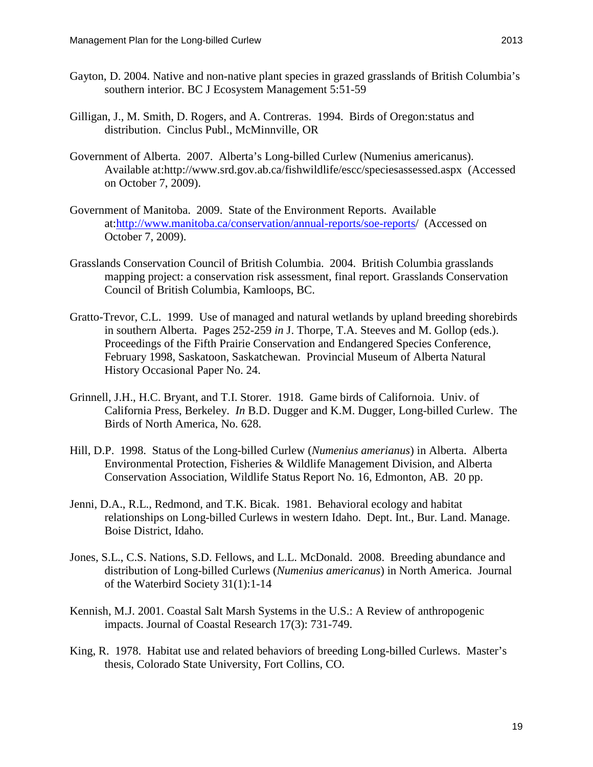Gayton, D. 2004. Native and non-native plant species in grazed grasslands of British Columbia's southern interior. BC J Ecosystem Management 5:51-59

Gilligan, J., M. Smith, D. Rogers, and A. Contreras. 1994. Birds of Oregon:status and distribution. Cinclus Publ., McMinnville, OR

Government of Alberta. 2007. Alberta's Long-billed Curlew (Numenius americanus). Available at:http://www.srd.gov.ab.ca/fishwildlife/escc/speciesassessed.aspx (Accessed on October 7, 2009).

Government of Manitoba. 2009. State of the Environment Reports. Available at:[http://www.manitoba.ca/conservation/annual-reports/soe-reports](http://www.manitoba.ca/conservation/annual-reports/soe-reports)/ (Accessed on October 7, 2009).

Grasslands Conservation Council of British Columbia. 2004. British Columbia grasslands mapping project: a conservation risk assessment, final report. Grasslands Conservation Council of British Columbia, Kamloops, BC.

Gratto-Trevor, C.L. 1999. Use of managed and natural wetlands by upland breeding shorebirds in southern Alberta. Pages 252-259 *in* J. Thorpe, T.A. Steeves and M. Gollop (eds.). Proceedings of the Fifth Prairie Conservation and Endangered Species Conference, February 1998, Saskatoon, Saskatchewan. Provincial Museum of Alberta Natural History Occasional Paper No. 24.

Grinnell, J.H., H.C. Bryant, and T.I. Storer. 1918. Game birds of Californoia. Univ. of California Press, Berkeley. *In* B.D. Dugger and K.M. Dugger, Long-billed Curlew. The Birds of North America, No. 628.

Hill, D.P. 1998. Status of the Long-billed Curlew (*Numenius amerianus*) in Alberta. Alberta Environmental Protection, Fisheries & Wildlife Management Division, and Alberta Conservation Association, Wildlife Status Report No. 16, Edmonton, AB. 20 pp.

Jenni, D.A., R.L., Redmond, and T.K. Bicak. 1981. Behavioral ecology and habitat relationships on Long-billed Curlews in western Idaho. Dept. Int., Bur. Land. Manage. Boise District, Idaho.

Jones, S.L., C.S. Nations, S.D. Fellows, and L.L. McDonald. 2008. Breeding abundance and distribution of Long-billed Curlews (*Numenius americanus*) in North America. Journal of the Waterbird Society 31(1):1-14

Kennish, M.J. 2001. Coastal Salt Marsh Systems in the U.S.: A Review of anthropogenic impacts. Journal of Coastal Research 17(3): 731-749.

King, R. 1978. Habitat use and related behaviors of breeding Long-billed Curlews. Master's thesis, Colorado State University, Fort Collins, CO.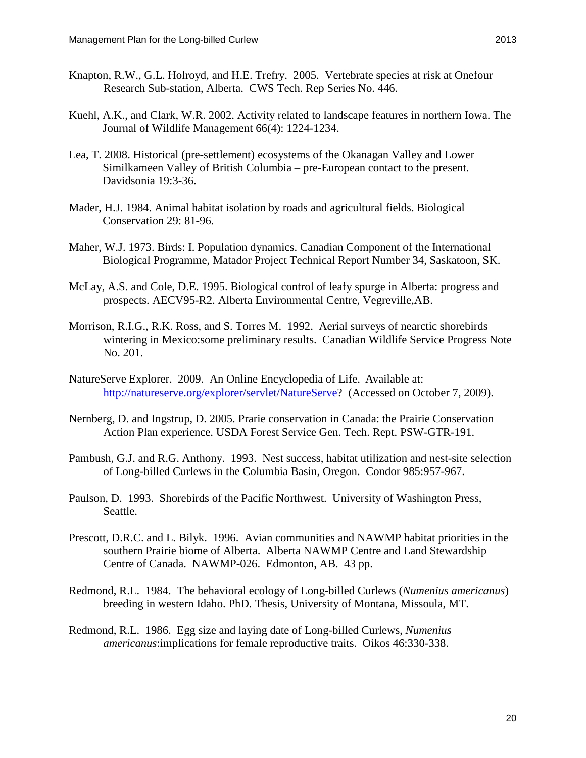Knapton, R.W., G.L. Holroyd, and H.E. Trefry. 2005. Vertebrate species at risk at Onefour Research Sub-station, Alberta. CWS Tech. Rep Series No. 446.

Kuehl, A.K., and Clark, W.R. 2002. Activity related to landscape features in northern Iowa. The Journal of Wildlife Management 66(4): 1224-1234.

Lea, T. 2008. Historical (pre-settlement) ecosystems of the Okanagan Valley and Lower Similkameen Valley of British Columbia – pre-European contact to the present. Davidsonia 19:3-36.

Mader, H.J. 1984. Animal habitat isolation by roads and agricultural fields. Biological Conservation 29: 81-96.

Maher, W.J. 1973. Birds: I. Population dynamics. Canadian Component of the International Biological Programme, Matador Project Technical Report Number 34, Saskatoon, SK.

McLay, A.S. and Cole, D.E. 1995. Biological control of leafy spurge in Alberta: progress and prospects. AECV95-R2. Alberta Environmental Centre, Vegreville,AB.

Morrison, R.I.G., R.K. Ross, and S. Torres M. 1992. Aerial surveys of nearctic shorebirds wintering in Mexico:some preliminary results. Canadian Wildlife Service Progress Note No. 201.

NatureServe Explorer. 2009. An Online Encyclopedia of Life. Available at: http://natureserve.org/explorer/servlet/NatureServe? (Accessed on October 7, 2009).

Nernberg, D. and Ingstrup, D. 2005. Prarie conservation in Canada: the Prairie Conservation Action Plan experience. USDA Forest Service Gen. Tech. Rept. PSW-GTR-191.

Pambush, G.J. and R.G. Anthony. 1993. Nest success, habitat utilization and nest-site selection of Long-billed Curlews in the Columbia Basin, Oregon. Condor 985:957-967.

Paulson, D. 1993. Shorebirds of the Pacific Northwest. University of Washington Press, Seattle.

Prescott, D.R.C. and L. Bilyk. 1996. Avian communities and NAWMP habitat priorities in the southern Prairie biome of Alberta. Alberta NAWMP Centre and Land Stewardship Centre of Canada. NAWMP-026. Edmonton, AB. 43 pp.

Redmond, R.L. 1984. The behavioral ecology of Long-billed Curlews (*Numenius americanus*) breeding in western Idaho. PhD. Thesis, University of Montana, Missoula, MT.

Redmond, R.L. 1986. Egg size and laying date of Long-billed Curlews, *Numenius americanus*:implications for female reproductive traits. Oikos 46:330-338.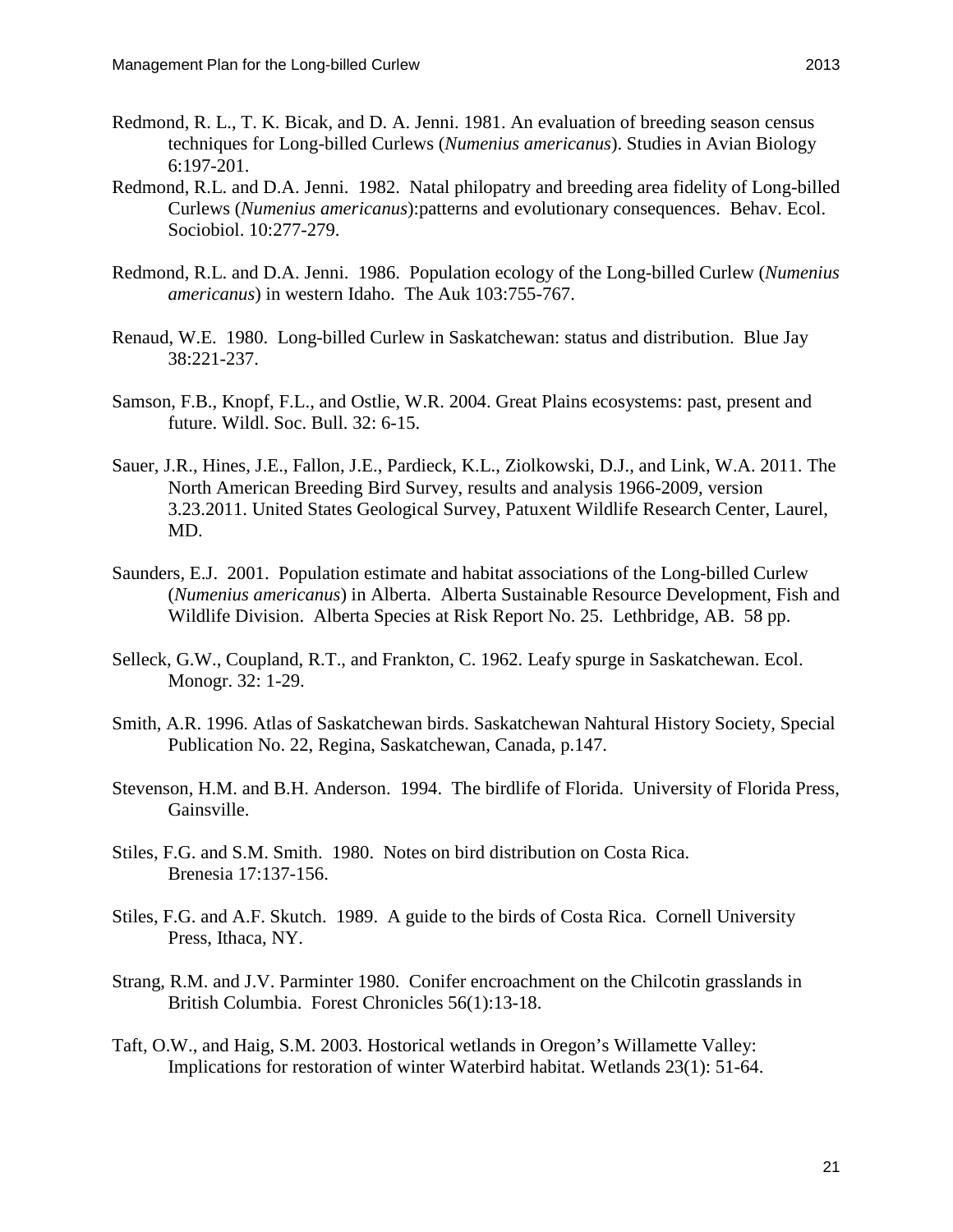Redmond, R. L., T. K. Bicak, and D. A. Jenni. 1981. An evaluation of breeding season census techniques for Long-billed Curlews (*Numenius americanus*). Studies in Avian Biology 6:197-201.

Redmond, R.L. and D.A. Jenni. 1982. Natal philopatry and breeding area fidelity of Long-billed Curlews (*Numenius americanus*):patterns and evolutionary consequences. Behav. Ecol. Sociobiol. 10:277-279.

Redmond, R.L. and D.A. Jenni. 1986. Population ecology of the Long-billed Curlew (*Numenius americanus*) in western Idaho. The Auk 103:755-767.

Renaud, W.E. 1980. Long-billed Curlew in Saskatchewan: status and distribution. Blue Jay 38:221-237.

Samson, F.B., Knopf, F.L., and Ostlie, W.R. 2004. Great Plains ecosystems: past, present and future. Wildl. Soc. Bull. 32: 6-15.

Sauer, J.R., Hines, J.E., Fallon, J.E., Pardieck, K.L., Ziolkowski, D.J., and Link, W.A. 2011. The North American Breeding Bird Survey, results and analysis 1966-2009, version 3.23.2011. United States Geological Survey, Patuxent Wildlife Research Center, Laurel, MD.

Saunders, E.J. 2001. Population estimate and habitat associations of the Long-billed Curlew (*Numenius americanus*) in Alberta. Alberta Sustainable Resource Development, Fish and Wildlife Division. Alberta Species at Risk Report No. 25. Lethbridge, AB. 58 pp.

Selleck, G.W., Coupland, R.T., and Frankton, C. 1962. Leafy spurge in Saskatchewan. Ecol. Monogr. 32: 1-29.

Smith, A.R. 1996. Atlas of Saskatchewan birds. Saskatchewan Nahtural History Society, Special Publication No. 22, Regina, Saskatchewan, Canada, p.147.

Stevenson, H.M. and B.H. Anderson. 1994. The birdlife of Florida. University of Florida Press, Gainsville.

Stiles, F.G. and S.M. Smith. 1980. Notes on bird distribution on Costa Rica. Brenesia 17:137-156.

Stiles, F.G. and A.F. Skutch. 1989. A guide to the birds of Costa Rica. Cornell University Press, Ithaca, NY.

Strang, R.M. and J.V. Parminter 1980. Conifer encroachment on the Chilcotin grasslands in British Columbia. Forest Chronicles 56(1):13-18.

Taft, O.W., and Haig, S.M. 2003. Hostorical wetlands in Oregon's Willamette Valley: Implications for restoration of winter Waterbird habitat. Wetlands 23(1): 51-64.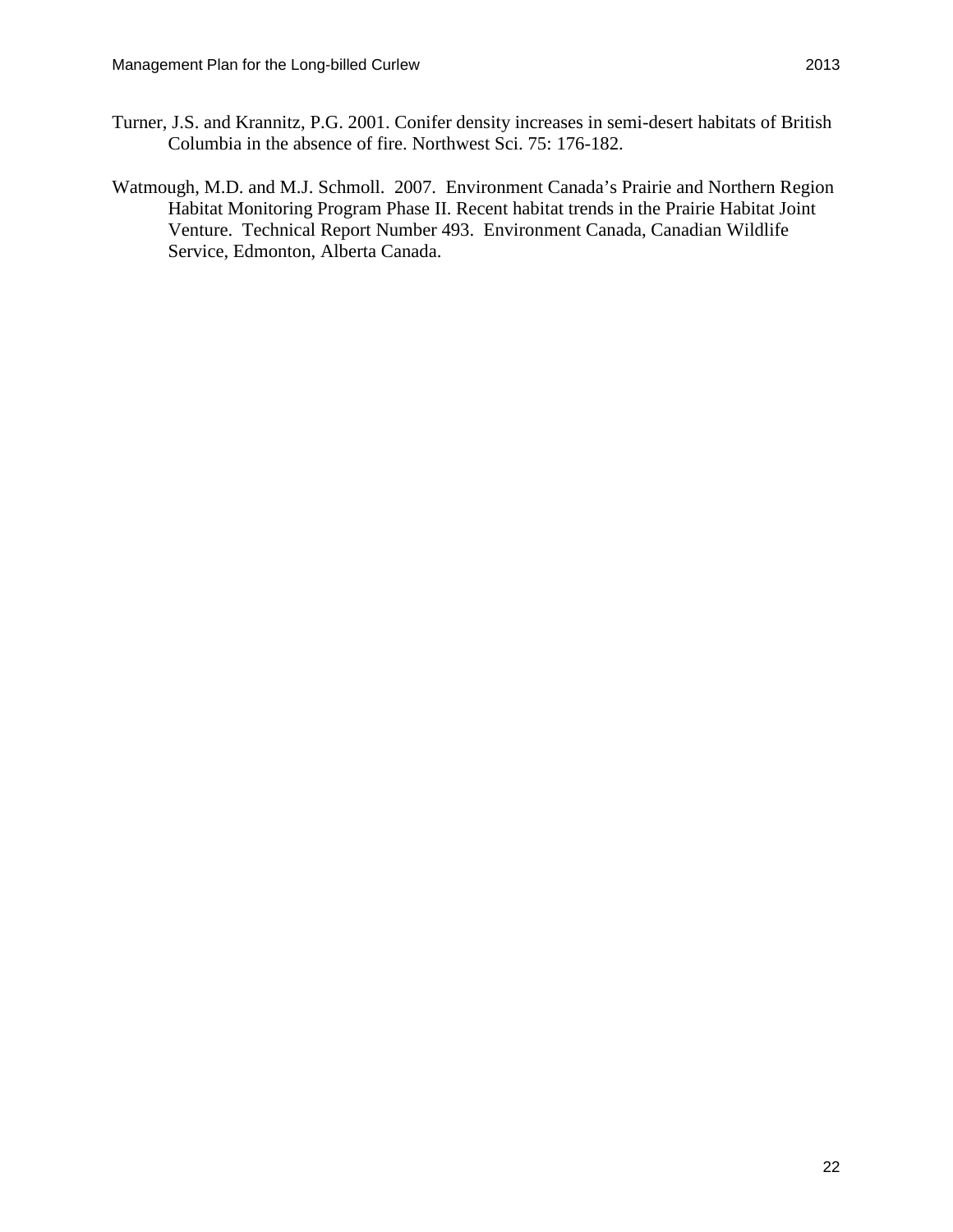Turner, J.S. and Krannitz, P.G. 2001. Conifer density increases in semi-desert habitats of British Columbia in the absence of fire. Northwest Sci. 75: 176-182.

Watmough, M.D. and M.J. Schmoll. 2007. Environment Canada's Prairie and Northern Region Habitat Monitoring Program Phase II. Recent habitat trends in the Prairie Habitat Joint Venture. Technical Report Number 493. Environment Canada, Canadian Wildlife Service, Edmonton, Alberta Canada.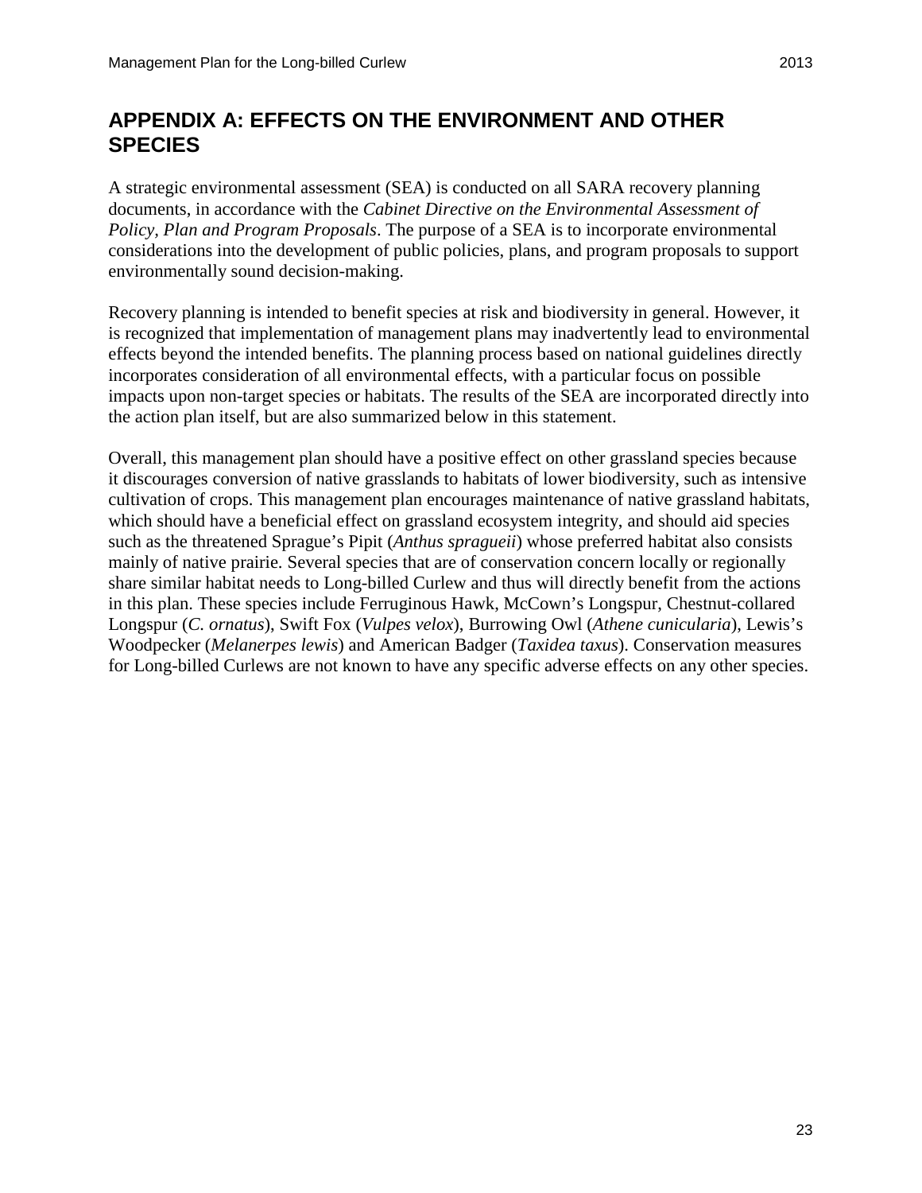# APPENDIX A: EFFECTS ON THE ENVIRONMENT AND OTHER SPECIES

A strategic environmental assessment (SEA) is conducted on all SARA recovery planning documents, in accordance with the *Cabinet Directive on the Environmental Assessment of Policy, Plan and Program Proposals*. The purpose of a SEA is to incorporate environmental considerations into the development of public policies, plans, and program proposals to support environmentally sound decision-making.

Recovery planning is intended to benefit species at risk and biodiversity in general. However, it is recognized that implementation of management plans may inadvertently lead to environmental effects beyond the intended benefits. The planning process based on national guidelines directly incorporates consideration of all environmental effects, with a particular focus on possible impacts upon non-target species or habitats. The results of the SEA are incorporated directly into the action plan itself, but are also summarized below in this statement.

Overall, this management plan should have a positive effect on other grassland species because it discourages conversion of native grasslands to habitats of lower biodiversity, such as intensive cultivation of crops. This management plan encourages maintenance of native grassland habitats, which should have a beneficial effect on grassland ecosystem integrity, and should aid species such as the threatened Sprague's Pipit (*Anthus spragueii*) whose preferred habitat also consists mainly of native prairie. Several species that are of conservation concern locally or regionally share similar habitat needs to Long-billed Curlew and thus will directly benefit from the actions in this plan. These species include Ferruginous Hawk, McCown's Longspur, Chestnut-collared Longspur (*C. ornatus*), Swift Fox (*Vulpes velox*), Burrowing Owl (*Athene cunicularia*), Lewis's Woodpecker (*Melanerpes lewis*) and American Badger (*Taxidea taxus*). Conservation measures for Long-billed Curlews are not known to have any specific adverse effects on any other species.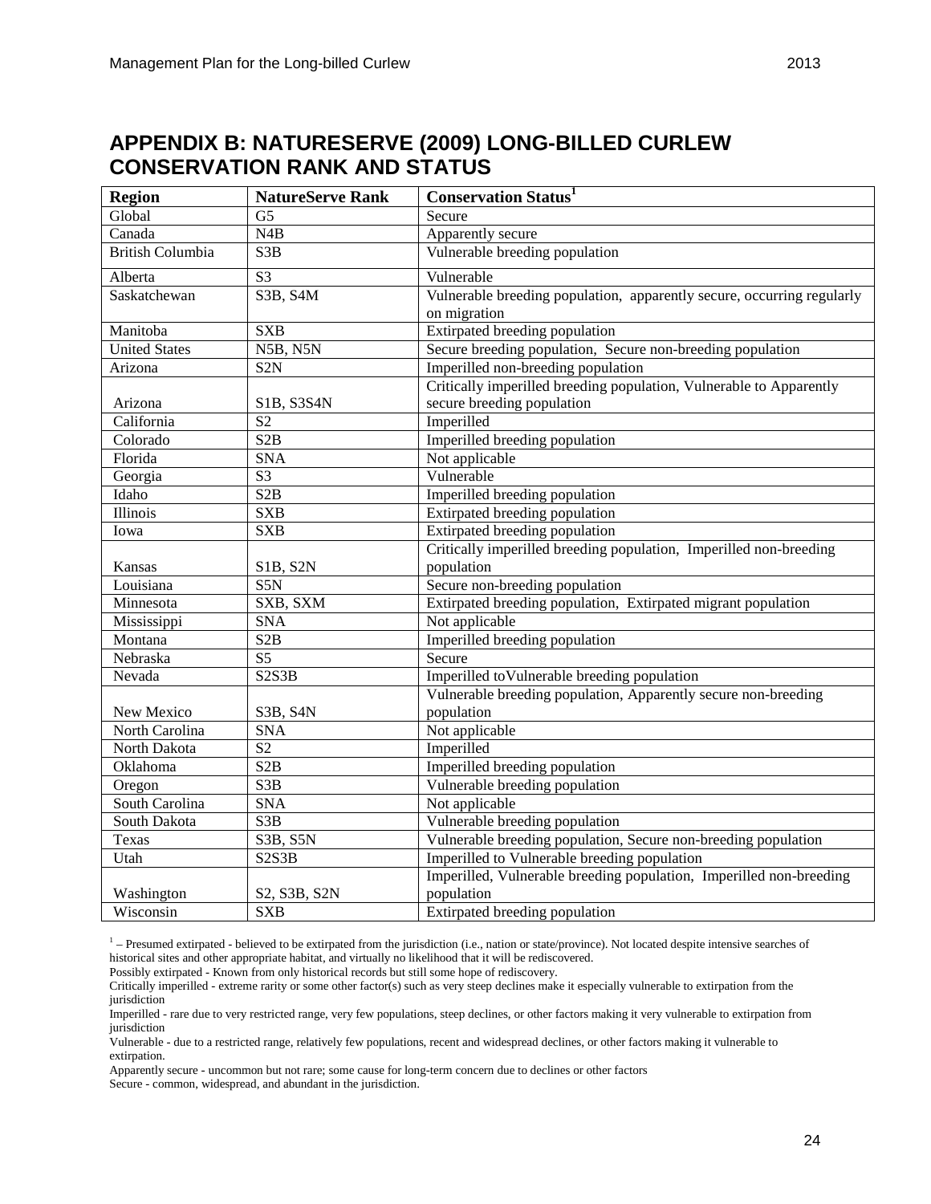# APPENDIX B: NATURESERVE (2009) LONG-BILLED CURLEW CONSERVATION RANK AND STATUS

| Region | NatureServe Rank | Conservation Status[1] |
|---|---|---|
| Global | G5 | Secure |
| Canada | N4B | Apparently secure |
| British Columbia | S3B | Vulnerable breeding population |
| Alberta | S3 | Vulnerable |
| Saskatchewan | S3B, S4M | Vulnerable breeding population, apparently secure, occurring regularly on migration |
| Manitoba | SXB | Extirpated breeding population |
| United States | N5B, N5N | Secure breeding population, Secure non-breeding population |
| Arizona | S2N | Imperilled non-breeding population |
| Arizona | S1B, S3S4N | Critically imperilled breeding population, Vulnerable to Apparently secure breeding population |
| California | S2 | Imperilled |
| Colorado | S2B | Imperilled breeding population |
| Florida | SNA | Not applicable |
| Georgia | S3 | Vulnerable |
| Idaho | S2B | Imperilled breeding population |
| Illinois | SXB | Extirpated breeding population |
| Iowa | SXB | Extirpated breeding population |
| Kansas | S1B, S2N | Critically imperilled breeding population, Imperilled non-breeding population |
| Louisiana | S5N | Secure non-breeding population |
| Minnesota | SXB, SXM | Extirpated breeding population, Extirpated migrant population |
| Mississippi | SNA | Not applicable |
| Montana | S2B | Imperilled breeding population |
| Nebraska | S5 | Secure |
| Nevada | S2S3B | Imperilled toVulnerable breeding population |
| New Mexico | S3B, S4N | Vulnerable breeding population, Apparently secure non-breeding population |
| North Carolina | SNA | Not applicable |
| North Dakota | S2 | Imperilled |
| Oklahoma | S2B | Imperilled breeding population |
| Oregon | S3B | Vulnerable breeding population |
| South Carolina | SNA | Not applicable |
| South Dakota | S3B | Vulnerable breeding population |
| Texas | S3B, S5N | Vulnerable breeding population, Secure non-breeding population |
| Utah | S2S3B | Imperilled to Vulnerable breeding population |
| Washington | S2, S3B, S2N | Imperilled, Vulnerable breeding population, Imperilled non-breeding population |
| Wisconsin | SXB | Extirpated breeding population |

[1] – Presumed extirpated - believed to be extirpated from the jurisdiction (i.e., nation or state/province). Not located despite intensive searches of historical sites and other appropriate habitat, and virtually no likelihood that it will be rediscovered.
Possibly extirpated - Known from only historical records but still some hope of rediscovery.
Critically imperilled - extreme rarity or some other factor(s) such as very steep declines make it especially vulnerable to extirpation from the jurisdiction
Imperilled - rare due to very restricted range, very few populations, steep declines, or other factors making it very vulnerable to extirpation from jurisdiction
Vulnerable - due to a restricted range, relatively few populations, recent and widespread declines, or other factors making it vulnerable to extirpation.
Apparently secure - uncommon but not rare; some cause for long-term concern due to declines or other factors
Secure - common, widespread, and abundant in the jurisdiction.